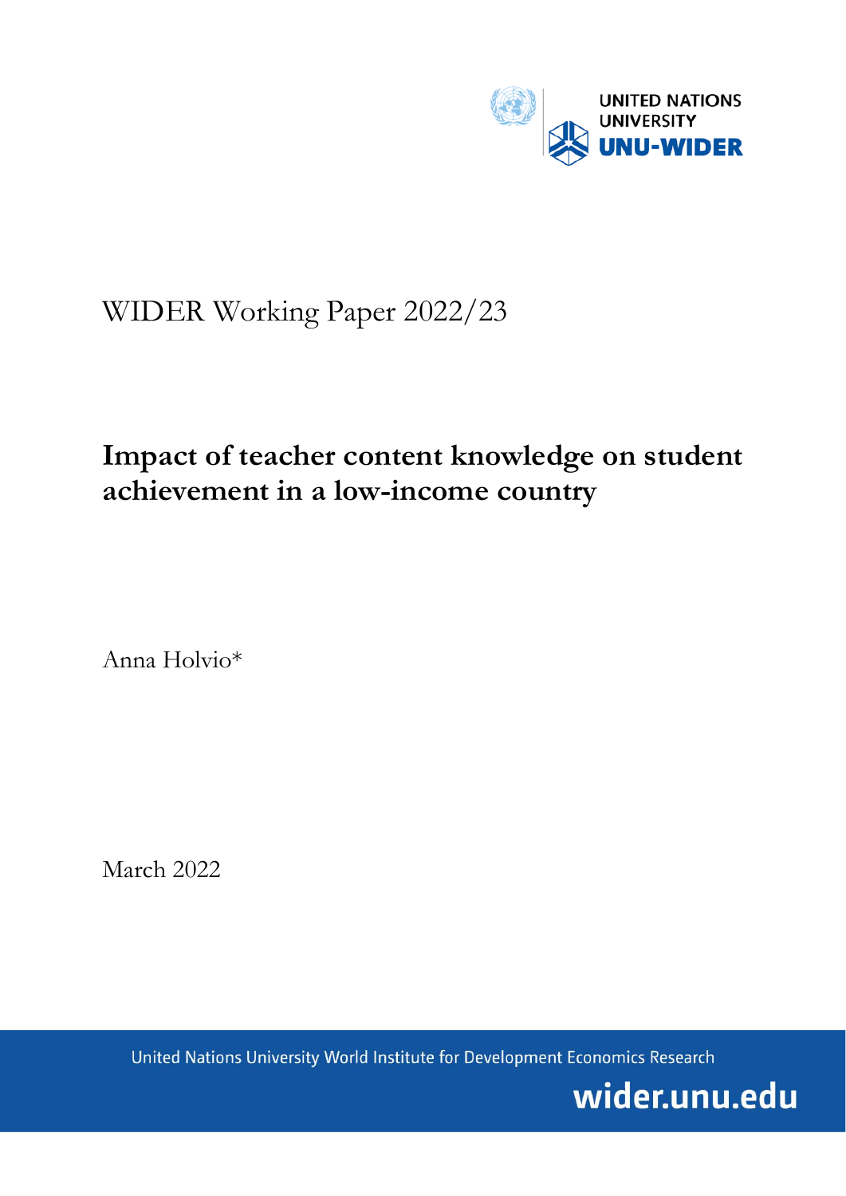UNITED NATIONS UNIVERSITY
UNU-WIDER

WIDER Working Paper 2022/23

# Impact of teacher content knowledge on student achievement in a low-income country

Anna Holvio*

March 2022

United Nations University World Institute for Development Economics Research

wider.unu.edu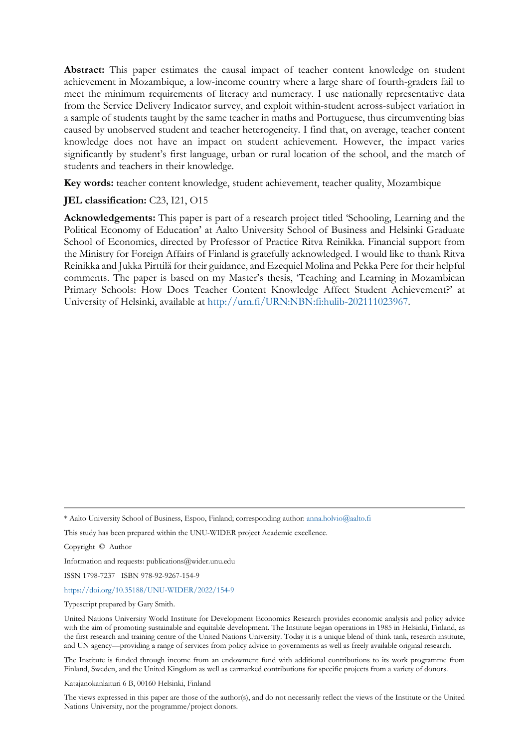**Abstract:** This paper estimates the causal impact of teacher content knowledge on student achievement in Mozambique, a low-income country where a large share of fourth-graders fail to meet the minimum requirements of literacy and numeracy. I use nationally representative data from the Service Delivery Indicator survey, and exploit within-student across-subject variation in a sample of students taught by the same teacher in maths and Portuguese, thus circumventing bias caused by unobserved student and teacher heterogeneity. I find that, on average, teacher content knowledge does not have an impact on student achievement. However, the impact varies significantly by student's first language, urban or rural location of the school, and the match of students and teachers in their knowledge.

**Key words:** teacher content knowledge, student achievement, teacher quality, Mozambique

**JEL classification:** C23, I21, O15

**Acknowledgements:** This paper is part of a research project titled 'Schooling, Learning and the Political Economy of Education' at Aalto University School of Business and Helsinki Graduate School of Economics, directed by Professor of Practice Ritva Reinikka. Financial support from the Ministry for Foreign Affairs of Finland is gratefully acknowledged. I would like to thank Ritva Reinikka and Jukka Pirttilä for their guidance, and Ezequiel Molina and Pekka Pere for their helpful comments. The paper is based on my Master's thesis, 'Teaching and Learning in Mozambican Primary Schools: How Does Teacher Content Knowledge Affect Student Achievement?' at University of Helsinki, available at http://urn.fi/URN:NBN:fi:hulib-202111023967.

---

\* Aalto University School of Business, Espoo, Finland; corresponding author: anna.holvio@aalto.fi

This study has been prepared within the UNU-WIDER project Academic excellence.

Copyright © Author

Information and requests: publications@wider.unu.edu

ISSN 1798-7237 ISBN 978-92-9267-154-9

https://doi.org/10.35188/UNU-WIDER/2022/154-9

Typescript prepared by Gary Smith.

United Nations University World Institute for Development Economics Research provides economic analysis and policy advice with the aim of promoting sustainable and equitable development. The Institute began operations in 1985 in Helsinki, Finland, as the first research and training centre of the United Nations University. Today it is a unique blend of think tank, research institute, and UN agency—providing a range of services from policy advice to governments as well as freely available original research.

The Institute is funded through income from an endowment fund with additional contributions to its work programme from Finland, Sweden, and the United Kingdom as well as earmarked contributions for specific projects from a variety of donors.

Katajanokanlaituri 6 B, 00160 Helsinki, Finland

The views expressed in this paper are those of the author(s), and do not necessarily reflect the views of the Institute or the United Nations University, nor the programme/project donors.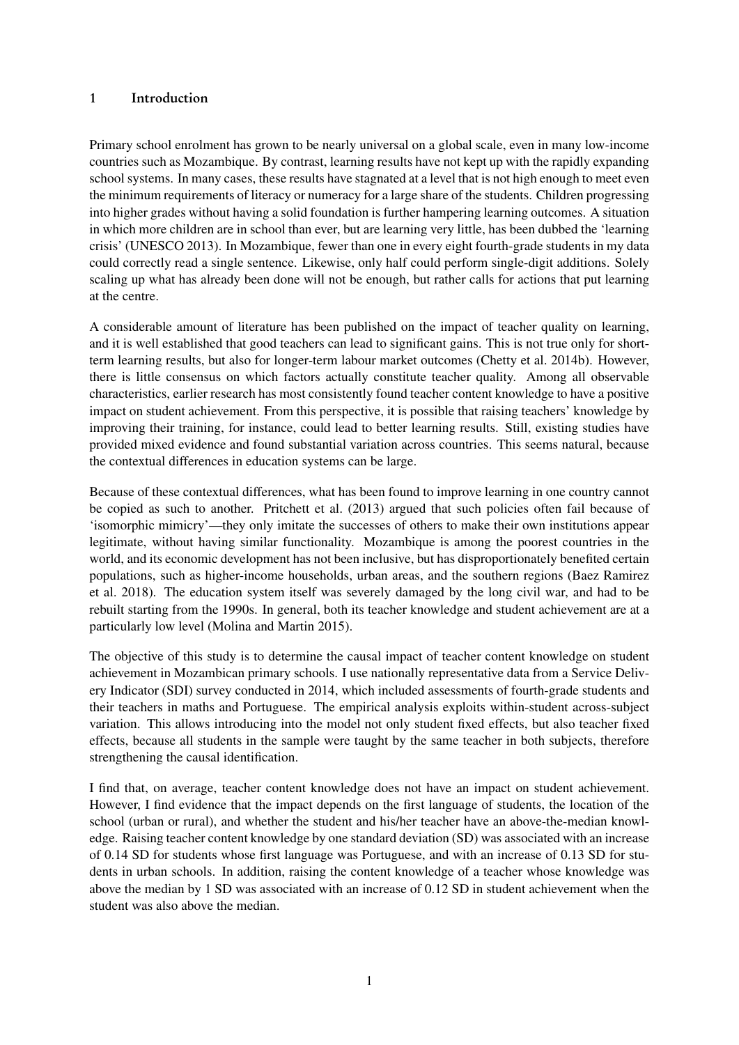# 1 Introduction

Primary school enrolment has grown to be nearly universal on a global scale, even in many low-income countries such as Mozambique. By contrast, learning results have not kept up with the rapidly expanding school systems. In many cases, these results have stagnated at a level that is not high enough to meet even the minimum requirements of literacy or numeracy for a large share of the students. Children progressing into higher grades without having a solid foundation is further hampering learning outcomes. A situation in which more children are in school than ever, but are learning very little, has been dubbed the 'learning crisis' (UNESCO 2013). In Mozambique, fewer than one in every eight fourth-grade students in my data could correctly read a single sentence. Likewise, only half could perform single-digit additions. Solely scaling up what has already been done will not be enough, but rather calls for actions that put learning at the centre.

A considerable amount of literature has been published on the impact of teacher quality on learning, and it is well established that good teachers can lead to significant gains. This is not true only for short-term learning results, but also for longer-term labour market outcomes (Chetty et al. 2014b). However, there is little consensus on which factors actually constitute teacher quality. Among all observable characteristics, earlier research has most consistently found teacher content knowledge to have a positive impact on student achievement. From this perspective, it is possible that raising teachers' knowledge by improving their training, for instance, could lead to better learning results. Still, existing studies have provided mixed evidence and found substantial variation across countries. This seems natural, because the contextual differences in education systems can be large.

Because of these contextual differences, what has been found to improve learning in one country cannot be copied as such to another. Pritchett et al. (2013) argued that such policies often fail because of 'isomorphic mimicry'—they only imitate the successes of others to make their own institutions appear legitimate, without having similar functionality. Mozambique is among the poorest countries in the world, and its economic development has not been inclusive, but has disproportionately benefited certain populations, such as higher-income households, urban areas, and the southern regions (Baez Ramirez et al. 2018). The education system itself was severely damaged by the long civil war, and had to be rebuilt starting from the 1990s. In general, both its teacher knowledge and student achievement are at a particularly low level (Molina and Martin 2015).

The objective of this study is to determine the causal impact of teacher content knowledge on student achievement in Mozambican primary schools. I use nationally representative data from a Service Delivery Indicator (SDI) survey conducted in 2014, which included assessments of fourth-grade students and their teachers in maths and Portuguese. The empirical analysis exploits within-student across-subject variation. This allows introducing into the model not only student fixed effects, but also teacher fixed effects, because all students in the sample were taught by the same teacher in both subjects, therefore strengthening the causal identification.

I find that, on average, teacher content knowledge does not have an impact on student achievement. However, I find evidence that the impact depends on the first language of students, the location of the school (urban or rural), and whether the student and his/her teacher have an above-the-median knowledge. Raising teacher content knowledge by one standard deviation (SD) was associated with an increase of 0.14 SD for students whose first language was Portuguese, and with an increase of 0.13 SD for students in urban schools. In addition, raising the content knowledge of a teacher whose knowledge was above the median by 1 SD was associated with an increase of 0.12 SD in student achievement when the student was also above the median.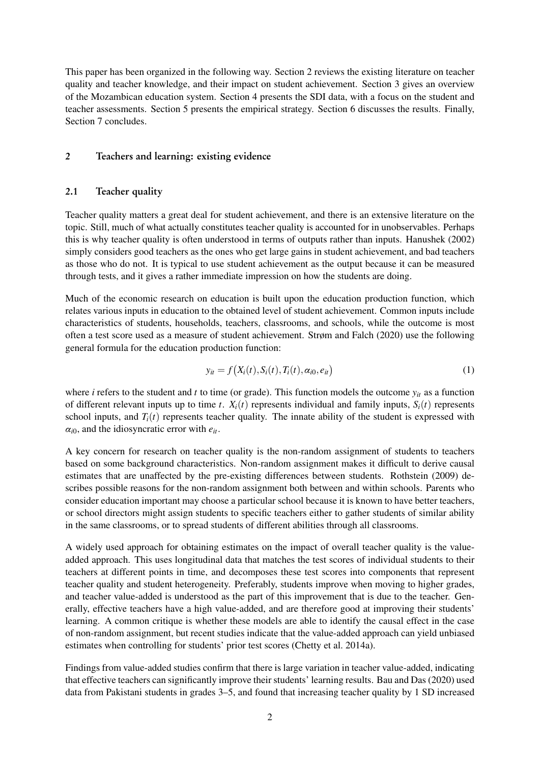This paper has been organized in the following way. Section 2 reviews the existing literature on teacher quality and teacher knowledge, and their impact on student achievement. Section 3 gives an overview of the Mozambican education system. Section 4 presents the SDI data, with a focus on the student and teacher assessments. Section 5 presents the empirical strategy. Section 6 discusses the results. Finally, Section 7 concludes.

## 2 Teachers and learning: existing evidence

### 2.1 Teacher quality

Teacher quality matters a great deal for student achievement, and there is an extensive literature on the topic. Still, much of what actually constitutes teacher quality is accounted for in unobservables. Perhaps this is why teacher quality is often understood in terms of outputs rather than inputs. Hanushek (2002) simply considers good teachers as the ones who get large gains in student achievement, and bad teachers as those who do not. It is typical to use student achievement as the output because it can be measured through tests, and it gives a rather immediate impression on how the students are doing.

Much of the economic research on education is built upon the education production function, which relates various inputs in education to the obtained level of student achievement. Common inputs include characteristics of students, households, teachers, classrooms, and schools, while the outcome is most often a test score used as a measure of student achievement. Strøm and Falch (2020) use the following general formula for the education production function:

$$y_{it} = f\big(X_i(t), S_i(t), T_i(t), \alpha_{i0}, e_{it}\big) \tag{1}$$

where $i$ refers to the student and $t$ to time (or grade). This function models the outcome $y_{it}$ as a function of different relevant inputs up to time $t$. $X_i(t)$ represents individual and family inputs, $S_i(t)$ represents school inputs, and $T_i(t)$ represents teacher quality. The innate ability of the student is expressed with $\alpha_{i0}$, and the idiosyncratic error with $e_{it}$.

A key concern for research on teacher quality is the non-random assignment of students to teachers based on some background characteristics. Non-random assignment makes it difficult to derive causal estimates that are unaffected by the pre-existing differences between students. Rothstein (2009) describes possible reasons for the non-random assignment both between and within schools. Parents who consider education important may choose a particular school because it is known to have better teachers, or school directors might assign students to specific teachers either to gather students of similar ability in the same classrooms, or to spread students of different abilities through all classrooms.

A widely used approach for obtaining estimates on the impact of overall teacher quality is the value-added approach. This uses longitudinal data that matches the test scores of individual students to their teachers at different points in time, and decomposes these test scores into components that represent teacher quality and student heterogeneity. Preferably, students improve when moving to higher grades, and teacher value-added is understood as the part of this improvement that is due to the teacher. Generally, effective teachers have a high value-added, and are therefore good at improving their students' learning. A common critique is whether these models are able to identify the causal effect in the case of non-random assignment, but recent studies indicate that the value-added approach can yield unbiased estimates when controlling for students' prior test scores (Chetty et al. 2014a).

Findings from value-added studies confirm that there is large variation in teacher value-added, indicating that effective teachers can significantly improve their students' learning results. Bau and Das (2020) used data from Pakistani students in grades 3–5, and found that increasing teacher quality by 1 SD increased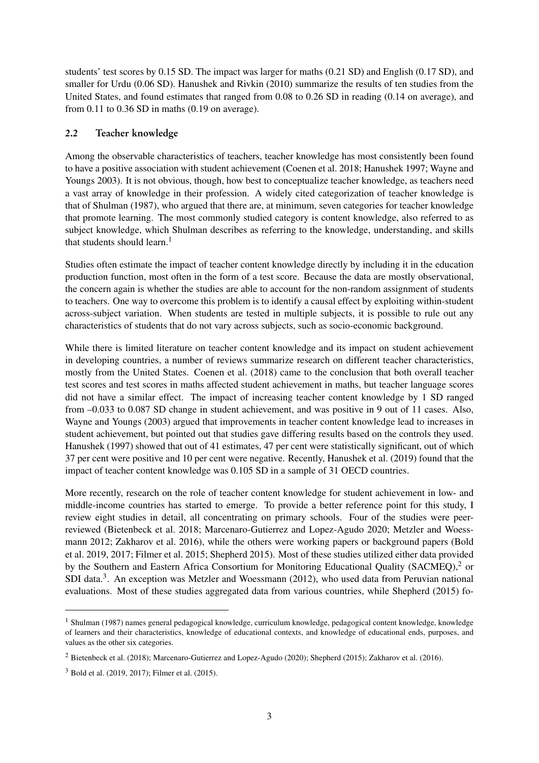students' test scores by 0.15 SD. The impact was larger for maths (0.21 SD) and English (0.17 SD), and smaller for Urdu (0.06 SD). Hanushek and Rivkin (2010) summarize the results of ten studies from the United States, and found estimates that ranged from 0.08 to 0.26 SD in reading (0.14 on average), and from 0.11 to 0.36 SD in maths (0.19 on average).

### 2.2 Teacher knowledge

Among the observable characteristics of teachers, teacher knowledge has most consistently been found to have a positive association with student achievement (Coenen et al. 2018; Hanushek 1997; Wayne and Youngs 2003). It is not obvious, though, how best to conceptualize teacher knowledge, as teachers need a vast array of knowledge in their profession. A widely cited categorization of teacher knowledge is that of Shulman (1987), who argued that there are, at minimum, seven categories for teacher knowledge that promote learning. The most commonly studied category is content knowledge, also referred to as subject knowledge, which Shulman describes as referring to the knowledge, understanding, and skills that students should learn.[1]

Studies often estimate the impact of teacher content knowledge directly by including it in the education production function, most often in the form of a test score. Because the data are mostly observational, the concern again is whether the studies are able to account for the non-random assignment of students to teachers. One way to overcome this problem is to identify a causal effect by exploiting within-student across-subject variation. When students are tested in multiple subjects, it is possible to rule out any characteristics of students that do not vary across subjects, such as socio-economic background.

While there is limited literature on teacher content knowledge and its impact on student achievement in developing countries, a number of reviews summarize research on different teacher characteristics, mostly from the United States. Coenen et al. (2018) came to the conclusion that both overall teacher test scores and test scores in maths affected student achievement in maths, but teacher language scores did not have a similar effect. The impact of increasing teacher content knowledge by 1 SD ranged from –0.033 to 0.087 SD change in student achievement, and was positive in 9 out of 11 cases. Also, Wayne and Youngs (2003) argued that improvements in teacher content knowledge lead to increases in student achievement, but pointed out that studies gave differing results based on the controls they used. Hanushek (1997) showed that out of 41 estimates, 47 per cent were statistically significant, out of which 37 per cent were positive and 10 per cent were negative. Recently, Hanushek et al. (2019) found that the impact of teacher content knowledge was 0.105 SD in a sample of 31 OECD countries.

More recently, research on the role of teacher content knowledge for student achievement in low- and middle-income countries has started to emerge. To provide a better reference point for this study, I review eight studies in detail, all concentrating on primary schools. Four of the studies were peer-reviewed (Bietenbeck et al. 2018; Marcenaro-Gutierrez and Lopez-Agudo 2020; Metzler and Woessmann 2012; Zakharov et al. 2016), while the others were working papers or background papers (Bold et al. 2019, 2017; Filmer et al. 2015; Shepherd 2015). Most of these studies utilized either data provided by the Southern and Eastern Africa Consortium for Monitoring Educational Quality (SACMEQ),[2] or SDI data.[3]. An exception was Metzler and Woessmann (2012), who used data from Peruvian national evaluations. Most of these studies aggregated data from various countries, while Shepherd (2015) fo-

---

[1] Shulman (1987) names general pedagogical knowledge, curriculum knowledge, pedagogical content knowledge, knowledge of learners and their characteristics, knowledge of educational contexts, and knowledge of educational ends, purposes, and values as the other six categories.

[2] Bietenbeck et al. (2018); Marcenaro-Gutierrez and Lopez-Agudo (2020); Shepherd (2015); Zakharov et al. (2016).

[3] Bold et al. (2019, 2017); Filmer et al. (2015).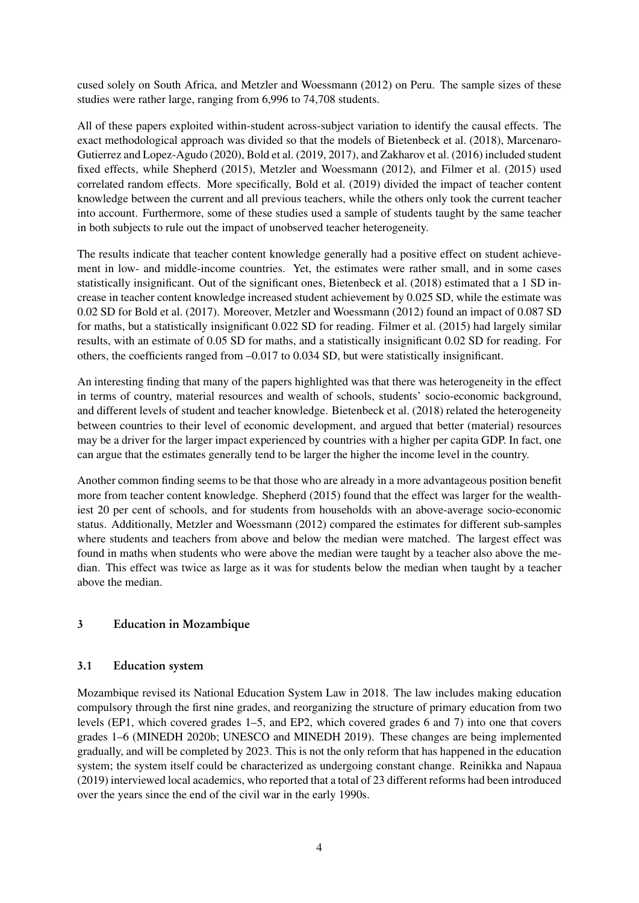cused solely on South Africa, and Metzler and Woessmann (2012) on Peru. The sample sizes of these studies were rather large, ranging from 6,996 to 74,708 students.

All of these papers exploited within-student across-subject variation to identify the causal effects. The exact methodological approach was divided so that the models of Bietenbeck et al. (2018), Marcenaro-Gutierrez and Lopez-Agudo (2020), Bold et al. (2019, 2017), and Zakharov et al. (2016) included student fixed effects, while Shepherd (2015), Metzler and Woessmann (2012), and Filmer et al. (2015) used correlated random effects. More specifically, Bold et al. (2019) divided the impact of teacher content knowledge between the current and all previous teachers, while the others only took the current teacher into account. Furthermore, some of these studies used a sample of students taught by the same teacher in both subjects to rule out the impact of unobserved teacher heterogeneity.

The results indicate that teacher content knowledge generally had a positive effect on student achievement in low- and middle-income countries. Yet, the estimates were rather small, and in some cases statistically insignificant. Out of the significant ones, Bietenbeck et al. (2018) estimated that a 1 SD increase in teacher content knowledge increased student achievement by 0.025 SD, while the estimate was 0.02 SD for Bold et al. (2017). Moreover, Metzler and Woessmann (2012) found an impact of 0.087 SD for maths, but a statistically insignificant 0.022 SD for reading. Filmer et al. (2015) had largely similar results, with an estimate of 0.05 SD for maths, and a statistically insignificant 0.02 SD for reading. For others, the coefficients ranged from –0.017 to 0.034 SD, but were statistically insignificant.

An interesting finding that many of the papers highlighted was that there was heterogeneity in the effect in terms of country, material resources and wealth of schools, students' socio-economic background, and different levels of student and teacher knowledge. Bietenbeck et al. (2018) related the heterogeneity between countries to their level of economic development, and argued that better (material) resources may be a driver for the larger impact experienced by countries with a higher per capita GDP. In fact, one can argue that the estimates generally tend to be larger the higher the income level in the country.

Another common finding seems to be that those who are already in a more advantageous position benefit more from teacher content knowledge. Shepherd (2015) found that the effect was larger for the wealthiest 20 per cent of schools, and for students from households with an above-average socio-economic status. Additionally, Metzler and Woessmann (2012) compared the estimates for different sub-samples where students and teachers from above and below the median were matched. The largest effect was found in maths when students who were above the median were taught by a teacher also above the median. This effect was twice as large as it was for students below the median when taught by a teacher above the median.

## 3 Education in Mozambique

### 3.1 Education system

Mozambique revised its National Education System Law in 2018. The law includes making education compulsory through the first nine grades, and reorganizing the structure of primary education from two levels (EP1, which covered grades 1–5, and EP2, which covered grades 6 and 7) into one that covers grades 1–6 (MINEDH 2020b; UNESCO and MINEDH 2019). These changes are being implemented gradually, and will be completed by 2023. This is not the only reform that has happened in the education system; the system itself could be characterized as undergoing constant change. Reinikka and Napaua (2019) interviewed local academics, who reported that a total of 23 different reforms had been introduced over the years since the end of the civil war in the early 1990s.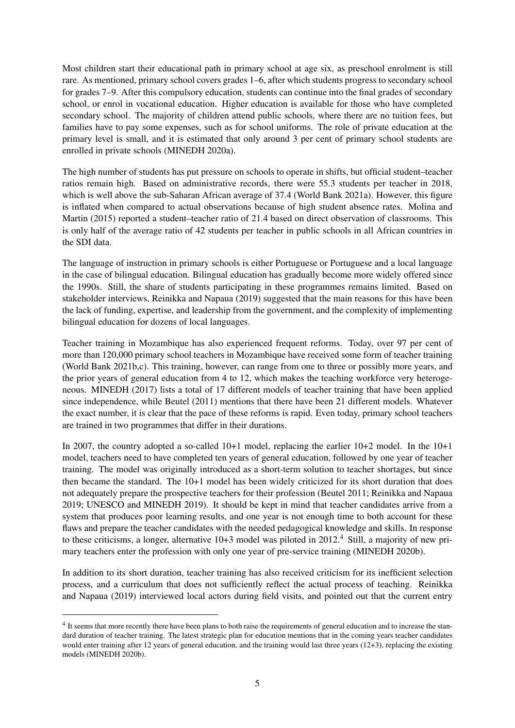Most children start their educational path in primary school at age six, as preschool enrolment is still rare. As mentioned, primary school covers grades 1–6, after which students progress to secondary school for grades 7–9. After this compulsory education, students can continue into the final grades of secondary school, or enrol in vocational education. Higher education is available for those who have completed secondary school. The majority of children attend public schools, where there are no tuition fees, but families have to pay some expenses, such as for school uniforms. The role of private education at the primary level is small, and it is estimated that only around 3 per cent of primary school students are enrolled in private schools (MINEDH 2020a).

The high number of students has put pressure on schools to operate in shifts, but official student–teacher ratios remain high. Based on administrative records, there were 55.3 students per teacher in 2018, which is well above the sub-Saharan African average of 37.4 (World Bank 2021a). However, this figure is inflated when compared to actual observations because of high student absence rates. Molina and Martin (2015) reported a student–teacher ratio of 21.4 based on direct observation of classrooms. This is only half of the average ratio of 42 students per teacher in public schools in all African countries in the SDI data.

The language of instruction in primary schools is either Portuguese or Portuguese and a local language in the case of bilingual education. Bilingual education has gradually become more widely offered since the 1990s. Still, the share of students participating in these programmes remains limited. Based on stakeholder interviews, Reinikka and Napaua (2019) suggested that the main reasons for this have been the lack of funding, expertise, and leadership from the government, and the complexity of implementing bilingual education for dozens of local languages.

Teacher training in Mozambique has also experienced frequent reforms. Today, over 97 per cent of more than 120,000 primary school teachers in Mozambique have received some form of teacher training (World Bank 2021b,c). This training, however, can range from one to three or possibly more years, and the prior years of general education from 4 to 12, which makes the teaching workforce very heterogeneous. MINEDH (2017) lists a total of 17 different models of teacher training that have been applied since independence, while Beutel (2011) mentions that there have been 21 different models. Whatever the exact number, it is clear that the pace of these reforms is rapid. Even today, primary school teachers are trained in two programmes that differ in their durations.

In 2007, the country adopted a so-called 10+1 model, replacing the earlier 10+2 model. In the 10+1 model, teachers need to have completed ten years of general education, followed by one year of teacher training. The model was originally introduced as a short-term solution to teacher shortages, but since then became the standard. The 10+1 model has been widely criticized for its short duration that does not adequately prepare the prospective teachers for their profession (Beutel 2011; Reinikka and Napaua 2019; UNESCO and MINEDH 2019). It should be kept in mind that teacher candidates arrive from a system that produces poor learning results, and one year is not enough time to both account for these flaws and prepare the teacher candidates with the needed pedagogical knowledge and skills. In response to these criticisms, a longer, alternative 10+3 model was piloted in 2012.[4] Still, a majority of new primary teachers enter the profession with only one year of pre-service training (MINEDH 2020b).

In addition to its short duration, teacher training has also received criticism for its inefficient selection process, and a curriculum that does not sufficiently reflect the actual process of teaching. Reinikka and Napaua (2019) interviewed local actors during field visits, and pointed out that the current entry

[4] It seems that more recently there have been plans to both raise the requirements of general education and to increase the standard duration of teacher training. The latest strategic plan for education mentions that in the coming years teacher candidates would enter training after 12 years of general education, and the training would last three years (12+3), replacing the existing models (MINEDH 2020b).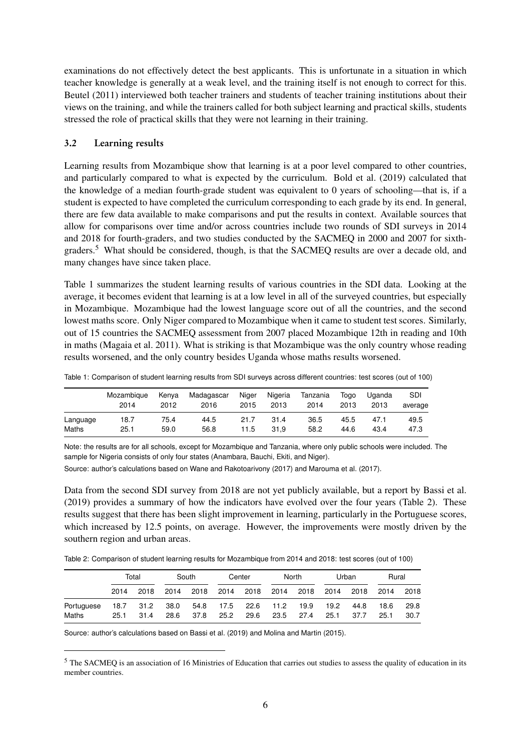examinations do not effectively detect the best applicants. This is unfortunate in a situation in which teacher knowledge is generally at a weak level, and the training itself is not enough to correct for this. Beutel (2011) interviewed both teacher trainers and students of teacher training institutions about their views on the training, and while the trainers called for both subject learning and practical skills, students stressed the role of practical skills that they were not learning in their training.

### 3.2 Learning results

Learning results from Mozambique show that learning is at a poor level compared to other countries, and particularly compared to what is expected by the curriculum. Bold et al. (2019) calculated that the knowledge of a median fourth-grade student was equivalent to 0 years of schooling—that is, if a student is expected to have completed the curriculum corresponding to each grade by its end. In general, there are few data available to make comparisons and put the results in context. Available sources that allow for comparisons over time and/or across countries include two rounds of SDI surveys in 2014 and 2018 for fourth-graders, and two studies conducted by the SACMEQ in 2000 and 2007 for sixth-graders.[5] What should be considered, though, is that the SACMEQ results are over a decade old, and many changes have since taken place.

Table 1 summarizes the student learning results of various countries in the SDI data. Looking at the average, it becomes evident that learning is at a low level in all of the surveyed countries, but especially in Mozambique. Mozambique had the lowest language score out of all the countries, and the second lowest maths score. Only Niger compared to Mozambique when it came to student test scores. Similarly, out of 15 countries the SACMEQ assessment from 2007 placed Mozambique 12th in reading and 10th in maths (Magaia et al. 2011). What is striking is that Mozambique was the only country whose reading results worsened, and the only country besides Uganda whose maths results worsened.

Table 1: Comparison of student learning results from SDI surveys across different countries: test scores (out of 100)

| | Mozambique 2014 | Kenya 2012 | Madagascar 2016 | Niger 2015 | Nigeria 2013 | Tanzania 2014 | Togo 2013 | Uganda 2013 | SDI average |
|---|---|---|---|---|---|---|---|---|---|
| Language | 18.7 | 75.4 | 44.5 | 21.7 | 31.4 | 36.5 | 45.5 | 47.1 | 49.5 |
| Maths | 25.1 | 59.0 | 56.8 | 11.5 | 31,9 | 58.2 | 44.6 | 43.4 | 47.3 |

Note: the results are for all schools, except for Mozambique and Tanzania, where only public schools were included. The sample for Nigeria consists of only four states (Anambara, Bauchi, Ekiti, and Niger).

Source: author's calculations based on Wane and Rakotoarivony (2017) and Marouma et al. (2017).

Data from the second SDI survey from 2018 are not yet publicly available, but a report by Bassi et al. (2019) provides a summary of how the indicators have evolved over the four years (Table 2). These results suggest that there has been slight improvement in learning, particularly in the Portuguese scores, which increased by 12.5 points, on average. However, the improvements were mostly driven by the southern region and urban areas.

Table 2: Comparison of student learning results for Mozambique from 2014 and 2018: test scores (out of 100)

| | Total | | South | | Center | | North | | Urban | | Rural | |
|---|---|---|---|---|---|---|---|---|---|---|---|---|
| | 2014 | 2018 | 2014 | 2018 | 2014 | 2018 | 2014 | 2018 | 2014 | 2018 | 2014 | 2018 |
| Portuguese | 18.7 | 31.2 | 38.0 | 54.8 | 17.5 | 22.6 | 11.2 | 19.9 | 19.2 | 44.8 | 18.6 | 29.8 |
| Maths | 25.1 | 31.4 | 28.6 | 37.8 | 25.2 | 29.6 | 23.5 | 27.4 | 25.1 | 37.7 | 25.1 | 30.7 |

Source: author's calculations based on Bassi et al. (2019) and Molina and Martin (2015).

[5] The SACMEQ is an association of 16 Ministries of Education that carries out studies to assess the quality of education in its member countries.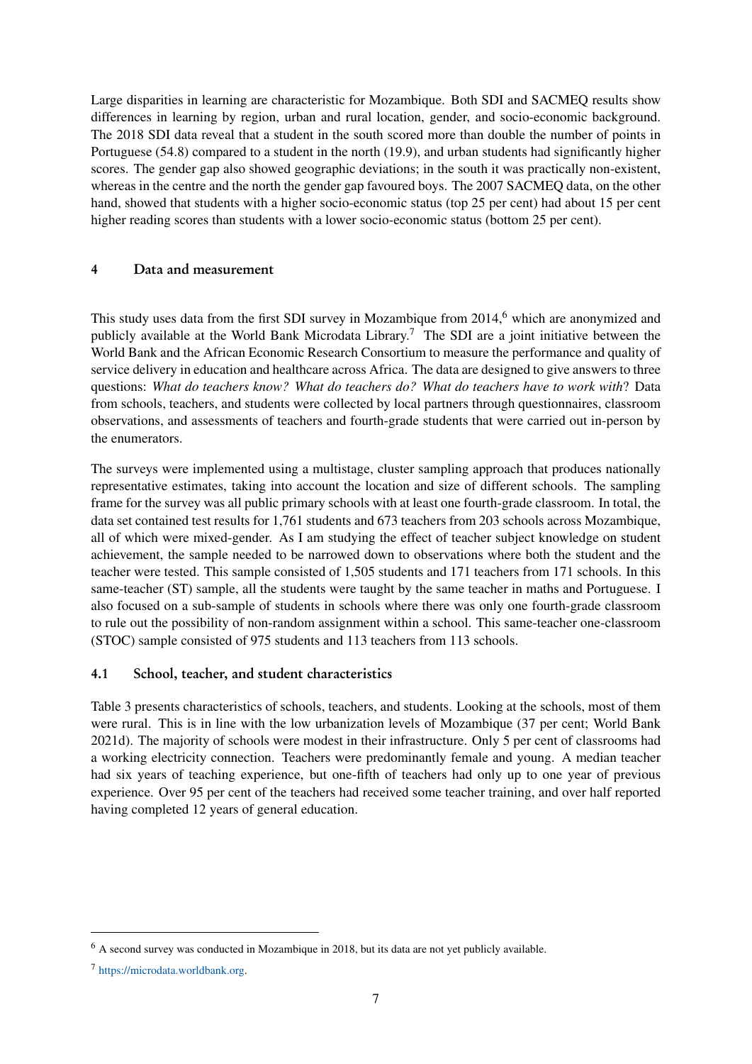Large disparities in learning are characteristic for Mozambique. Both SDI and SACMEQ results show differences in learning by region, urban and rural location, gender, and socio-economic background. The 2018 SDI data reveal that a student in the south scored more than double the number of points in Portuguese (54.8) compared to a student in the north (19.9), and urban students had significantly higher scores. The gender gap also showed geographic deviations; in the south it was practically non-existent, whereas in the centre and the north the gender gap favoured boys. The 2007 SACMEQ data, on the other hand, showed that students with a higher socio-economic status (top 25 per cent) had about 15 per cent higher reading scores than students with a lower socio-economic status (bottom 25 per cent).

## 4 Data and measurement

This study uses data from the first SDI survey in Mozambique from 2014,[6] which are anonymized and publicly available at the World Bank Microdata Library.[7] The SDI are a joint initiative between the World Bank and the African Economic Research Consortium to measure the performance and quality of service delivery in education and healthcare across Africa. The data are designed to give answers to three questions: *What do teachers know? What do teachers do? What do teachers have to work with*? Data from schools, teachers, and students were collected by local partners through questionnaires, classroom observations, and assessments of teachers and fourth-grade students that were carried out in-person by the enumerators.

The surveys were implemented using a multistage, cluster sampling approach that produces nationally representative estimates, taking into account the location and size of different schools. The sampling frame for the survey was all public primary schools with at least one fourth-grade classroom. In total, the data set contained test results for 1,761 students and 673 teachers from 203 schools across Mozambique, all of which were mixed-gender. As I am studying the effect of teacher subject knowledge on student achievement, the sample needed to be narrowed down to observations where both the student and the teacher were tested. This sample consisted of 1,505 students and 171 teachers from 171 schools. In this same-teacher (ST) sample, all the students were taught by the same teacher in maths and Portuguese. I also focused on a sub-sample of students in schools where there was only one fourth-grade classroom to rule out the possibility of non-random assignment within a school. This same-teacher one-classroom (STOC) sample consisted of 975 students and 113 teachers from 113 schools.

### 4.1 School, teacher, and student characteristics

Table 3 presents characteristics of schools, teachers, and students. Looking at the schools, most of them were rural. This is in line with the low urbanization levels of Mozambique (37 per cent; World Bank 2021d). The majority of schools were modest in their infrastructure. Only 5 per cent of classrooms had a working electricity connection. Teachers were predominantly female and young. A median teacher had six years of teaching experience, but one-fifth of teachers had only up to one year of previous experience. Over 95 per cent of the teachers had received some teacher training, and over half reported having completed 12 years of general education.

---

[6] A second survey was conducted in Mozambique in 2018, but its data are not yet publicly available.

[7] https://microdata.worldbank.org.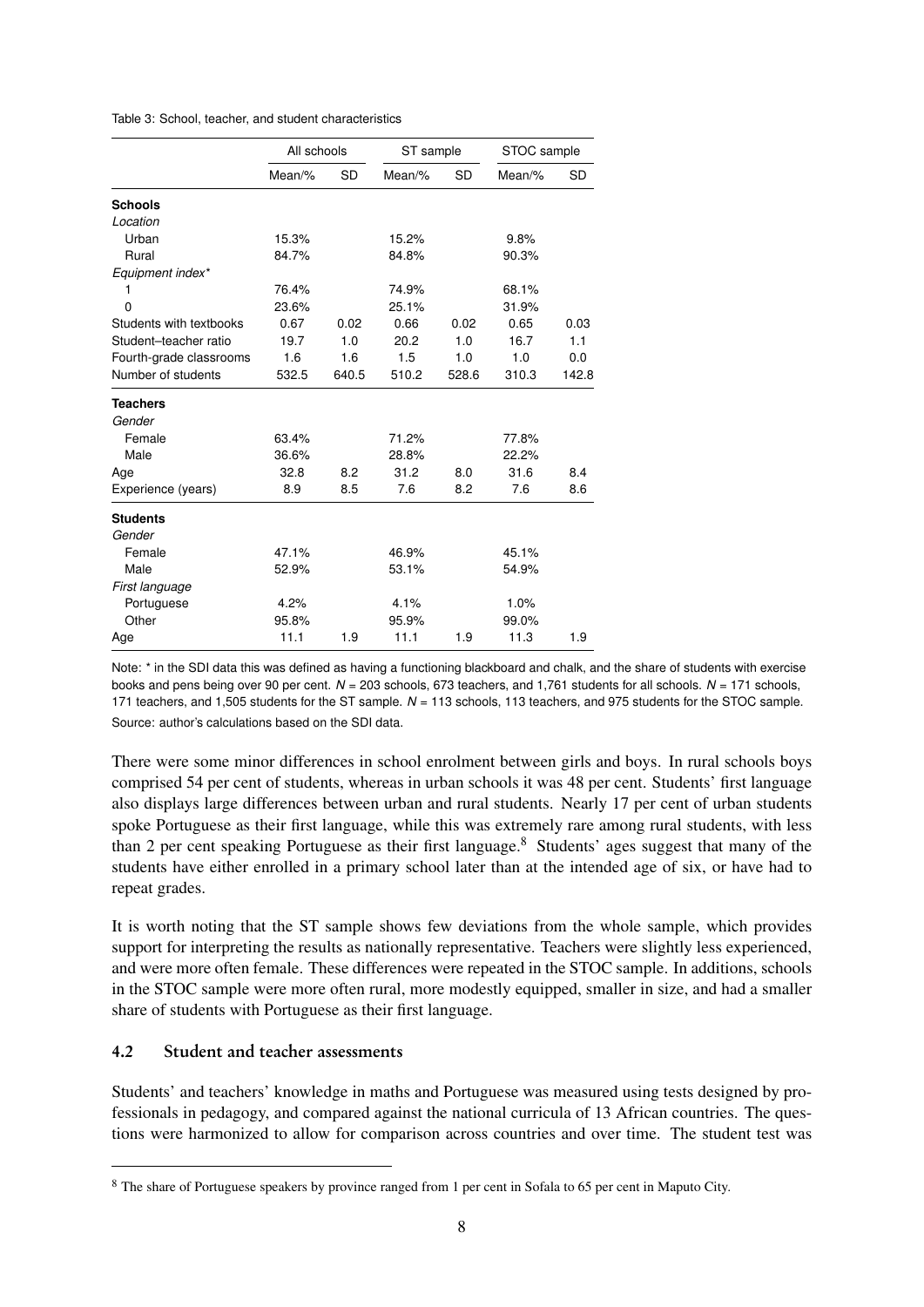Table 3: School, teacher, and student characteristics

| | All schools | | ST sample | | STOC sample | |
|---|---|---|---|---|---|---|
| | Mean/% | SD | Mean/% | SD | Mean/% | SD |
| **Schools** | | | | | | |
| *Location* | | | | | | |
| Urban | 15.3% | | 15.2% | | 9.8% | |
| Rural | 84.7% | | 84.8% | | 90.3% | |
| *Equipment index** | | | | | | |
| 1 | 76.4% | | 74.9% | | 68.1% | |
| 0 | 23.6% | | 25.1% | | 31.9% | |
| Students with textbooks | 0.67 | 0.02 | 0.66 | 0.02 | 0.65 | 0.03 |
| Student–teacher ratio | 19.7 | 1.0 | 20.2 | 1.0 | 16.7 | 1.1 |
| Fourth-grade classrooms | 1.6 | 1.6 | 1.5 | 1.0 | 1.0 | 0.0 |
| Number of students | 532.5 | 640.5 | 510.2 | 528.6 | 310.3 | 142.8 |
| **Teachers** | | | | | | |
| *Gender* | | | | | | |
| Female | 63.4% | | 71.2% | | 77.8% | |
| Male | 36.6% | | 28.8% | | 22.2% | |
| Age | 32.8 | 8.2 | 31.2 | 8.0 | 31.6 | 8.4 |
| Experience (years) | 8.9 | 8.5 | 7.6 | 8.2 | 7.6 | 8.6 |
| **Students** | | | | | | |
| *Gender* | | | | | | |
| Female | 47.1% | | 46.9% | | 45.1% | |
| Male | 52.9% | | 53.1% | | 54.9% | |
| *First language* | | | | | | |
| Portuguese | 4.2% | | 4.1% | | 1.0% | |
| Other | 95.8% | | 95.9% | | 99.0% | |
| Age | 11.1 | 1.9 | 11.1 | 1.9 | 11.3 | 1.9 |

Note: * in the SDI data this was defined as having a functioning blackboard and chalk, and the share of students with exercise books and pens being over 90 per cent. $N$ = 203 schools, 673 teachers, and 1,761 students for all schools. $N$ = 171 schools, 171 teachers, and 1,505 students for the ST sample. $N$ = 113 schools, 113 teachers, and 975 students for the STOC sample.

Source: author's calculations based on the SDI data.

There were some minor differences in school enrolment between girls and boys. In rural schools boys comprised 54 per cent of students, whereas in urban schools it was 48 per cent. Students' first language also displays large differences between urban and rural students. Nearly 17 per cent of urban students spoke Portuguese as their first language, while this was extremely rare among rural students, with less than 2 per cent speaking Portuguese as their first language.[8] Students' ages suggest that many of the students have either enrolled in a primary school later than at the intended age of six, or have had to repeat grades.

It is worth noting that the ST sample shows few deviations from the whole sample, which provides support for interpreting the results as nationally representative. Teachers were slightly less experienced, and were more often female. These differences were repeated in the STOC sample. In additions, schools in the STOC sample were more often rural, more modestly equipped, smaller in size, and had a smaller share of students with Portuguese as their first language.

### 4.2 Student and teacher assessments

Students' and teachers' knowledge in maths and Portuguese was measured using tests designed by professionals in pedagogy, and compared against the national curricula of 13 African countries. The questions were harmonized to allow for comparison across countries and over time. The student test was

[8] The share of Portuguese speakers by province ranged from 1 per cent in Sofala to 65 per cent in Maputo City.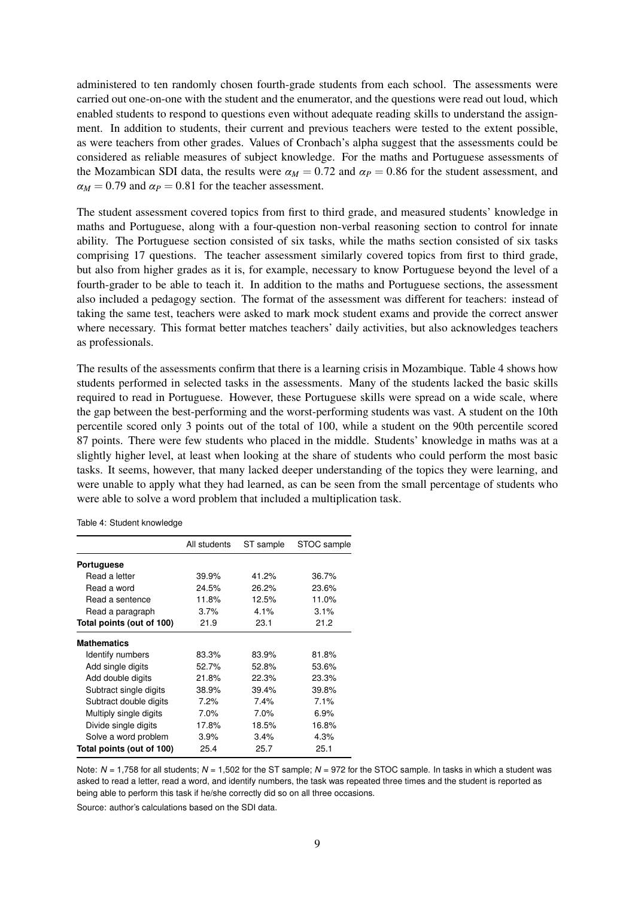administered to ten randomly chosen fourth-grade students from each school. The assessments were carried out one-on-one with the student and the enumerator, and the questions were read out loud, which enabled students to respond to questions even without adequate reading skills to understand the assignment. In addition to students, their current and previous teachers were tested to the extent possible, as were teachers from other grades. Values of Cronbach's alpha suggest that the assessments could be considered as reliable measures of subject knowledge. For the maths and Portuguese assessments of the Mozambican SDI data, the results were $\alpha_M = 0.72$ and $\alpha_P = 0.86$ for the student assessment, and $\alpha_M = 0.79$ and $\alpha_P = 0.81$ for the teacher assessment.

The student assessment covered topics from first to third grade, and measured students' knowledge in maths and Portuguese, along with a four-question non-verbal reasoning section to control for innate ability. The Portuguese section consisted of six tasks, while the maths section consisted of six tasks comprising 17 questions. The teacher assessment similarly covered topics from first to third grade, but also from higher grades as it is, for example, necessary to know Portuguese beyond the level of a fourth-grader to be able to teach it. In addition to the maths and Portuguese sections, the assessment also included a pedagogy section. The format of the assessment was different for teachers: instead of taking the same test, teachers were asked to mark mock student exams and provide the correct answer where necessary. This format better matches teachers' daily activities, but also acknowledges teachers as professionals.

The results of the assessments confirm that there is a learning crisis in Mozambique. Table 4 shows how students performed in selected tasks in the assessments. Many of the students lacked the basic skills required to read in Portuguese. However, these Portuguese skills were spread on a wide scale, where the gap between the best-performing and the worst-performing students was vast. A student on the 10th percentile scored only 3 points out of the total of 100, while a student on the 90th percentile scored 87 points. There were few students who placed in the middle. Students' knowledge in maths was at a slightly higher level, at least when looking at the share of students who could perform the most basic tasks. It seems, however, that many lacked deeper understanding of the topics they were learning, and were unable to apply what they had learned, as can be seen from the small percentage of students who were able to solve a word problem that included a multiplication task.

Table 4: Student knowledge

| | All students | ST sample | STOC sample |
|---|---|---|---|
| **Portuguese** | | | |
| Read a letter | 39.9% | 41.2% | 36.7% |
| Read a word | 24.5% | 26.2% | 23.6% |
| Read a sentence | 11.8% | 12.5% | 11.0% |
| Read a paragraph | 3.7% | 4.1% | 3.1% |
| **Total points (out of 100)** | 21.9 | 23.1 | 21.2 |
| **Mathematics** | | | |
| Identify numbers | 83.3% | 83.9% | 81.8% |
| Add single digits | 52.7% | 52.8% | 53.6% |
| Add double digits | 21.8% | 22.3% | 23.3% |
| Subtract single digits | 38.9% | 39.4% | 39.8% |
| Subtract double digits | 7.2% | 7.4% | 7.1% |
| Multiply single digits | 7.0% | 7.0% | 6.9% |
| Divide single digits | 17.8% | 18.5% | 16.8% |
| Solve a word problem | 3.9% | 3.4% | 4.3% |
| **Total points (out of 100)** | 25.4 | 25.7 | 25.1 |

Note: $N$ = 1,758 for all students; $N$ = 1,502 for the ST sample; $N$ = 972 for the STOC sample. In tasks in which a student was asked to read a letter, read a word, and identify numbers, the task was repeated three times and the student is reported as being able to perform this task if he/she correctly did so on all three occasions.

Source: author's calculations based on the SDI data.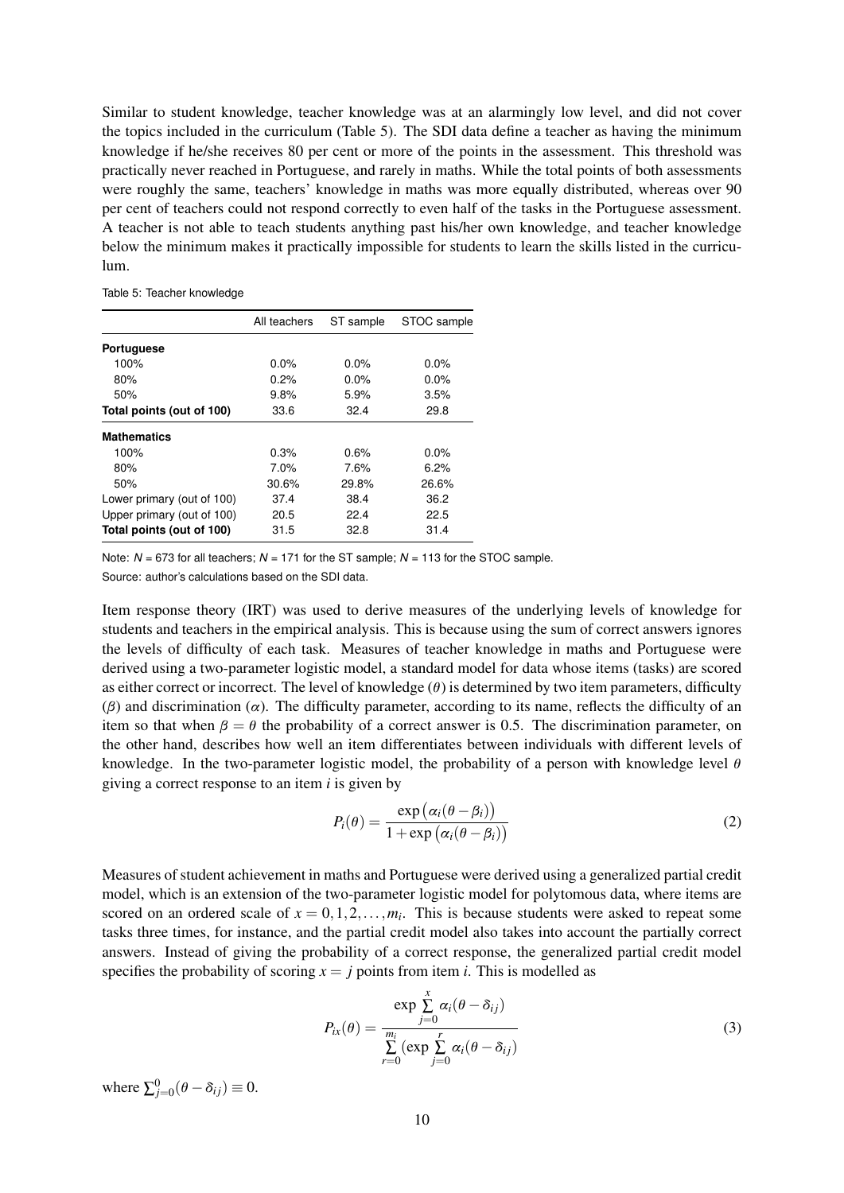Similar to student knowledge, teacher knowledge was at an alarmingly low level, and did not cover the topics included in the curriculum (Table 5). The SDI data define a teacher as having the minimum knowledge if he/she receives 80 per cent or more of the points in the assessment. This threshold was practically never reached in Portuguese, and rarely in maths. While the total points of both assessments were roughly the same, teachers' knowledge in maths was more equally distributed, whereas over 90 per cent of teachers could not respond correctly to even half of the tasks in the Portuguese assessment. A teacher is not able to teach students anything past his/her own knowledge, and teacher knowledge below the minimum makes it practically impossible for students to learn the skills listed in the curriculum.

Table 5: Teacher knowledge

| | All teachers | ST sample | STOC sample |
|---|---|---|---|
| **Portuguese** | | | |
| 100% | 0.0% | 0.0% | 0.0% |
| 80% | 0.2% | 0.0% | 0.0% |
| 50% | 9.8% | 5.9% | 3.5% |
| **Total points (out of 100)** | 33.6 | 32.4 | 29.8 |
| **Mathematics** | | | |
| 100% | 0.3% | 0.6% | 0.0% |
| 80% | 7.0% | 7.6% | 6.2% |
| 50% | 30.6% | 29.8% | 26.6% |
| Lower primary (out of 100) | 37.4 | 38.4 | 36.2 |
| Upper primary (out of 100) | 20.5 | 22.4 | 22.5 |
| **Total points (out of 100)** | 31.5 | 32.8 | 31.4 |

Note: $N$ = 673 for all teachers; $N$ = 171 for the ST sample; $N$ = 113 for the STOC sample.

Source: author's calculations based on the SDI data.

Item response theory (IRT) was used to derive measures of the underlying levels of knowledge for students and teachers in the empirical analysis. This is because using the sum of correct answers ignores the levels of difficulty of each task. Measures of teacher knowledge in maths and Portuguese were derived using a two-parameter logistic model, a standard model for data whose items (tasks) are scored as either correct or incorrect. The level of knowledge ($\theta$) is determined by two item parameters, difficulty ($\beta$) and discrimination ($\alpha$). The difficulty parameter, according to its name, reflects the difficulty of an item so that when $\beta = \theta$ the probability of a correct answer is 0.5. The discrimination parameter, on the other hand, describes how well an item differentiates between individuals with different levels of knowledge. In the two-parameter logistic model, the probability of a person with knowledge level $\theta$ giving a correct response to an item $i$ is given by

$$P_i(\theta) = \frac{\exp\big(\alpha_i(\theta - \beta_i)\big)}{1 + \exp\big(\alpha_i(\theta - \beta_i)\big)} \tag{2}$$

Measures of student achievement in maths and Portuguese were derived using a generalized partial credit model, which is an extension of the two-parameter logistic model for polytomous data, where items are scored on an ordered scale of $x = 0, 1, 2, \ldots, m_i$. This is because students were asked to repeat some tasks three times, for instance, and the partial credit model also takes into account the partially correct answers. Instead of giving the probability of a correct response, the generalized partial credit model specifies the probability of scoring $x = j$ points from item $i$. This is modelled as

$$P_{ix}(\theta) = \frac{\exp \sum_{j=0}^{x} \alpha_i(\theta - \delta_{ij})}{\sum_{r=0}^{m_i} (\exp \sum_{j=0}^{r} \alpha_i(\theta - \delta_{ij})} \tag{3}$$

where $\sum_{j=0}^{0}(\theta - \delta_{ij}) \equiv 0$.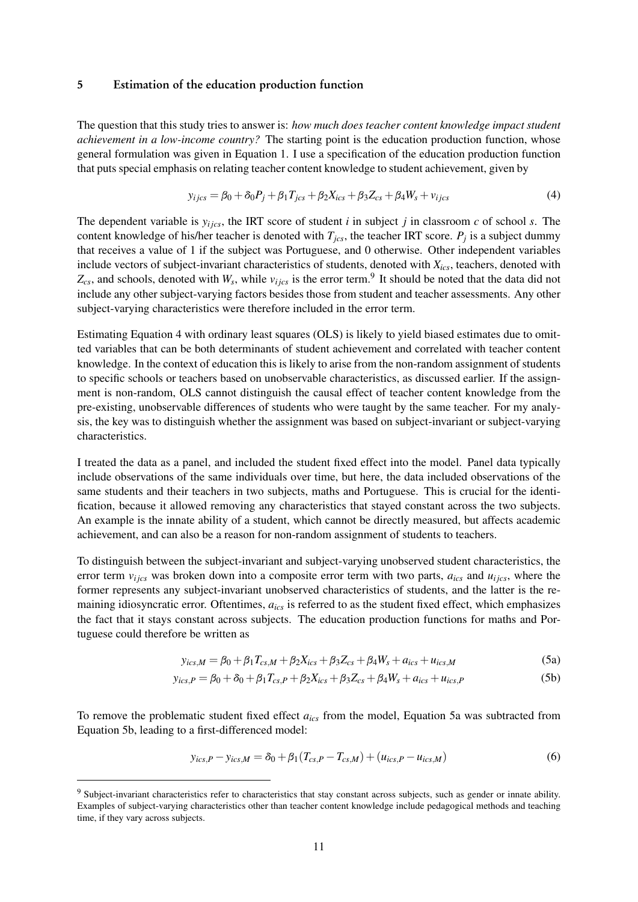## 5 Estimation of the education production function

The question that this study tries to answer is: *how much does teacher content knowledge impact student achievement in a low-income country?* The starting point is the education production function, whose general formulation was given in Equation 1. I use a specification of the education production function that puts special emphasis on relating teacher content knowledge to student achievement, given by

$$y_{ijcs} = \beta_0 + \delta_0 P_j + \beta_1 T_{jcs} + \beta_2 X_{ics} + \beta_3 Z_{cs} + \beta_4 W_s + v_{ijcs} \tag{4}$$

The dependent variable is $y_{ijcs}$, the IRT score of student $i$ in subject $j$ in classroom $c$ of school $s$. The content knowledge of his/her teacher is denoted with $T_{jcs}$, the teacher IRT score. $P_j$ is a subject dummy that receives a value of 1 if the subject was Portuguese, and 0 otherwise. Other independent variables include vectors of subject-invariant characteristics of students, denoted with $X_{ics}$, teachers, denoted with $Z_{cs}$, and schools, denoted with $W_s$, while $v_{ijcs}$ is the error term.[9] It should be noted that the data did not include any other subject-varying factors besides those from student and teacher assessments. Any other subject-varying characteristics were therefore included in the error term.

Estimating Equation 4 with ordinary least squares (OLS) is likely to yield biased estimates due to omitted variables that can be both determinants of student achievement and correlated with teacher content knowledge. In the context of education this is likely to arise from the non-random assignment of students to specific schools or teachers based on unobservable characteristics, as discussed earlier. If the assignment is non-random, OLS cannot distinguish the causal effect of teacher content knowledge from the pre-existing, unobservable differences of students who were taught by the same teacher. For my analysis, the key was to distinguish whether the assignment was based on subject-invariant or subject-varying characteristics.

I treated the data as a panel, and included the student fixed effect into the model. Panel data typically include observations of the same individuals over time, but here, the data included observations of the same students and their teachers in two subjects, maths and Portuguese. This is crucial for the identification, because it allowed removing any characteristics that stayed constant across the two subjects. An example is the innate ability of a student, which cannot be directly measured, but affects academic achievement, and can also be a reason for non-random assignment of students to teachers.

To distinguish between the subject-invariant and subject-varying unobserved student characteristics, the error term $v_{ijcs}$ was broken down into a composite error term with two parts, $a_{ics}$ and $u_{ijcs}$, where the former represents any subject-invariant unobserved characteristics of students, and the latter is the remaining idiosyncratic error. Oftentimes, $a_{ics}$ is referred to as the student fixed effect, which emphasizes the fact that it stays constant across subjects. The education production functions for maths and Portuguese could therefore be written as

$$y_{ics,M} = \beta_0 + \beta_1 T_{cs,M} + \beta_2 X_{ics} + \beta_3 Z_{cs} + \beta_4 W_s + a_{ics} + u_{ics,M} \tag{5a}$$

$$y_{ics,P} = \beta_0 + \delta_0 + \beta_1 T_{cs,P} + \beta_2 X_{ics} + \beta_3 Z_{cs} + \beta_4 W_s + a_{ics} + u_{ics,P} \tag{5b}$$

To remove the problematic student fixed effect $a_{ics}$ from the model, Equation 5a was subtracted from Equation 5b, leading to a first-differenced model:

$$y_{ics,P} - y_{ics,M} = \delta_0 + \beta_1 (T_{cs,P} - T_{cs,M}) + (u_{ics,P} - u_{ics,M}) \tag{6}$$

[9] Subject-invariant characteristics refer to characteristics that stay constant across subjects, such as gender or innate ability. Examples of subject-varying characteristics other than teacher content knowledge include pedagogical methods and teaching time, if they vary across subjects.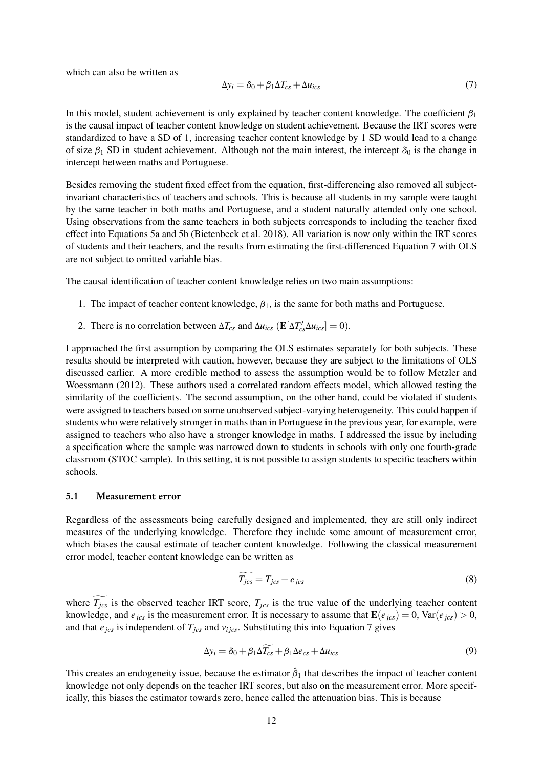which can also be written as

$$\Delta y_i = \delta_0 + \beta_1 \Delta T_{cs} + \Delta u_{ics} \tag{7}$$

In this model, student achievement is only explained by teacher content knowledge. The coefficient $\beta_1$ is the causal impact of teacher content knowledge on student achievement. Because the IRT scores were standardized to have a SD of 1, increasing teacher content knowledge by 1 SD would lead to a change of size $\beta_1$ SD in student achievement. Although not the main interest, the intercept $\delta_0$ is the change in intercept between maths and Portuguese.

Besides removing the student fixed effect from the equation, first-differencing also removed all subject-invariant characteristics of teachers and schools. This is because all students in my sample were taught by the same teacher in both maths and Portuguese, and a student naturally attended only one school. Using observations from the same teachers in both subjects corresponds to including the teacher fixed effect into Equations 5a and 5b (Bietenbeck et al. 2018). All variation is now only within the IRT scores of students and their teachers, and the results from estimating the first-differenced Equation 7 with OLS are not subject to omitted variable bias.

The causal identification of teacher content knowledge relies on two main assumptions:

1. The impact of teacher content knowledge, $\beta_1$, is the same for both maths and Portuguese.
2. There is no correlation between $\Delta T_{cs}$ and $\Delta u_{ics}$ ($\mathbf{E}[\Delta T_{cs}' \Delta u_{ics}] = 0$).

I approached the first assumption by comparing the OLS estimates separately for both subjects. These results should be interpreted with caution, however, because they are subject to the limitations of OLS discussed earlier. A more credible method to assess the assumption would be to follow Metzler and Woessmann (2012). These authors used a correlated random effects model, which allowed testing the similarity of the coefficients. The second assumption, on the other hand, could be violated if students were assigned to teachers based on some unobserved subject-varying heterogeneity. This could happen if students who were relatively stronger in maths than in Portuguese in the previous year, for example, were assigned to teachers who also have a stronger knowledge in maths. I addressed the issue by including a specification where the sample was narrowed down to students in schools with only one fourth-grade classroom (STOC sample). In this setting, it is not possible to assign students to specific teachers within schools.

### 5.1 Measurement error

Regardless of the assessments being carefully designed and implemented, they are still only indirect measures of the underlying knowledge. Therefore they include some amount of measurement error, which biases the causal estimate of teacher content knowledge. Following the classical measurement error model, teacher content knowledge can be written as

$$\widetilde{T_{jcs}} = T_{jcs} + e_{jcs} \tag{8}$$

where $\widetilde{T_{jcs}}$ is the observed teacher IRT score, $T_{jcs}$ is the true value of the underlying teacher content knowledge, and $e_{jcs}$ is the measurement error. It is necessary to assume that $\mathbf{E}(e_{jcs}) = 0$, $\text{Var}(e_{jcs}) > 0$, and that $e_{jcs}$ is independent of $T_{jcs}$ and $v_{ijcs}$. Substituting this into Equation 7 gives

$$\Delta y_i = \delta_0 + \beta_1 \Delta \widetilde{T_{cs}} + \beta_1 \Delta e_{cs} + \Delta u_{ics} \tag{9}$$

This creates an endogeneity issue, because the estimator $\hat{\beta}_1$ that describes the impact of teacher content knowledge not only depends on the teacher IRT scores, but also on the measurement error. More specifically, this biases the estimator towards zero, hence called the attenuation bias. This is because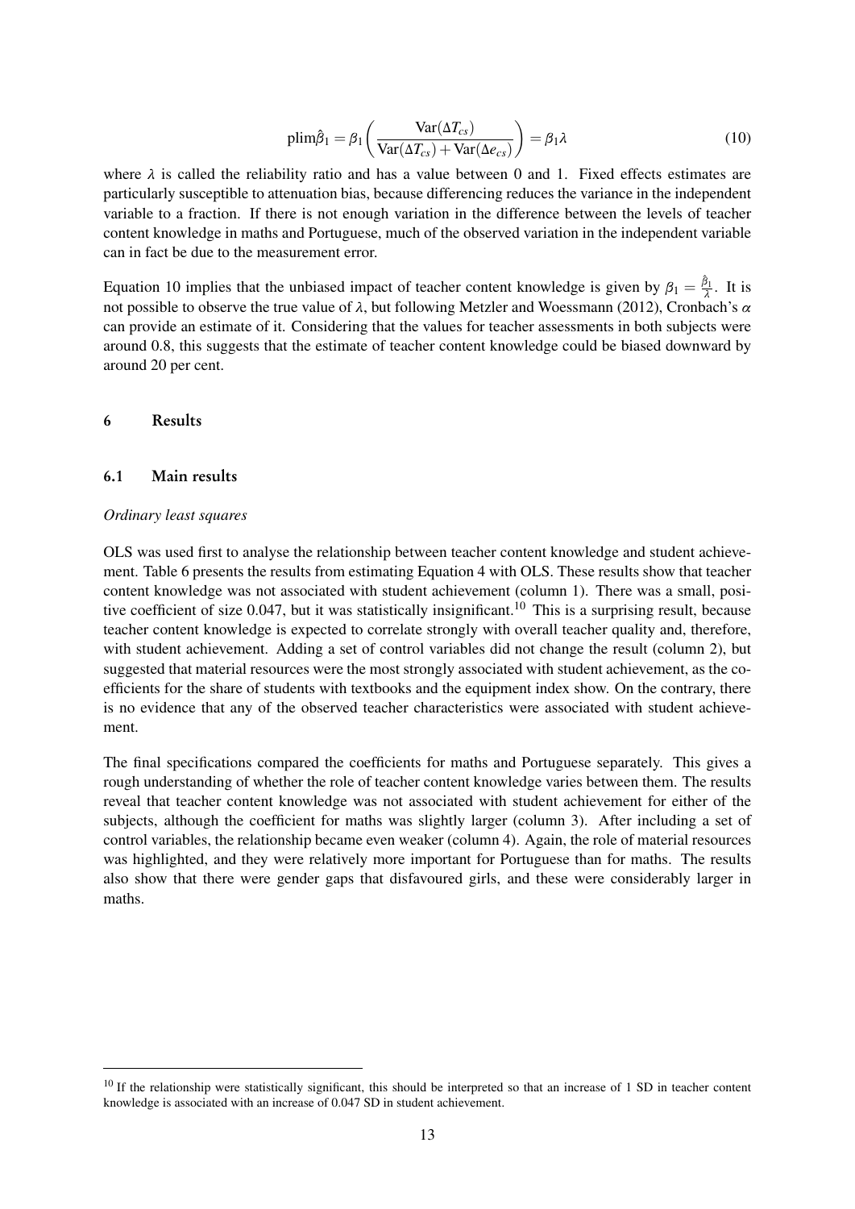$$\text{plim}\hat{\beta}_1 = \beta_1 \left( \frac{\text{Var}(\Delta T_{cs})}{\text{Var}(\Delta T_{cs}) + \text{Var}(\Delta e_{cs})} \right) = \beta_1 \lambda \tag{10}$$

where $\lambda$ is called the reliability ratio and has a value between 0 and 1. Fixed effects estimates are particularly susceptible to attenuation bias, because differencing reduces the variance in the independent variable to a fraction. If there is not enough variation in the difference between the levels of teacher content knowledge in maths and Portuguese, much of the observed variation in the independent variable can in fact be due to the measurement error.

Equation 10 implies that the unbiased impact of teacher content knowledge is given by $\beta_1 = \frac{\hat{\beta}_1}{\lambda}$. It is not possible to observe the true value of $\lambda$, but following Metzler and Woessmann (2012), Cronbach's $\alpha$ can provide an estimate of it. Considering that the values for teacher assessments in both subjects were around 0.8, this suggests that the estimate of teacher content knowledge could be biased downward by around 20 per cent.

## 6 Results

### 6.1 Main results

*Ordinary least squares*

OLS was used first to analyse the relationship between teacher content knowledge and student achievement. Table 6 presents the results from estimating Equation 4 with OLS. These results show that teacher content knowledge was not associated with student achievement (column 1). There was a small, positive coefficient of size 0.047, but it was statistically insignificant.[10] This is a surprising result, because teacher content knowledge is expected to correlate strongly with overall teacher quality and, therefore, with student achievement. Adding a set of control variables did not change the result (column 2), but suggested that material resources were the most strongly associated with student achievement, as the coefficients for the share of students with textbooks and the equipment index show. On the contrary, there is no evidence that any of the observed teacher characteristics were associated with student achievement.

The final specifications compared the coefficients for maths and Portuguese separately. This gives a rough understanding of whether the role of teacher content knowledge varies between them. The results reveal that teacher content knowledge was not associated with student achievement for either of the subjects, although the coefficient for maths was slightly larger (column 3). After including a set of control variables, the relationship became even weaker (column 4). Again, the role of material resources was highlighted, and they were relatively more important for Portuguese than for maths. The results also show that there were gender gaps that disfavoured girls, and these were considerably larger in maths.

[10] If the relationship were statistically significant, this should be interpreted so that an increase of 1 SD in teacher content knowledge is associated with an increase of 0.047 SD in student achievement.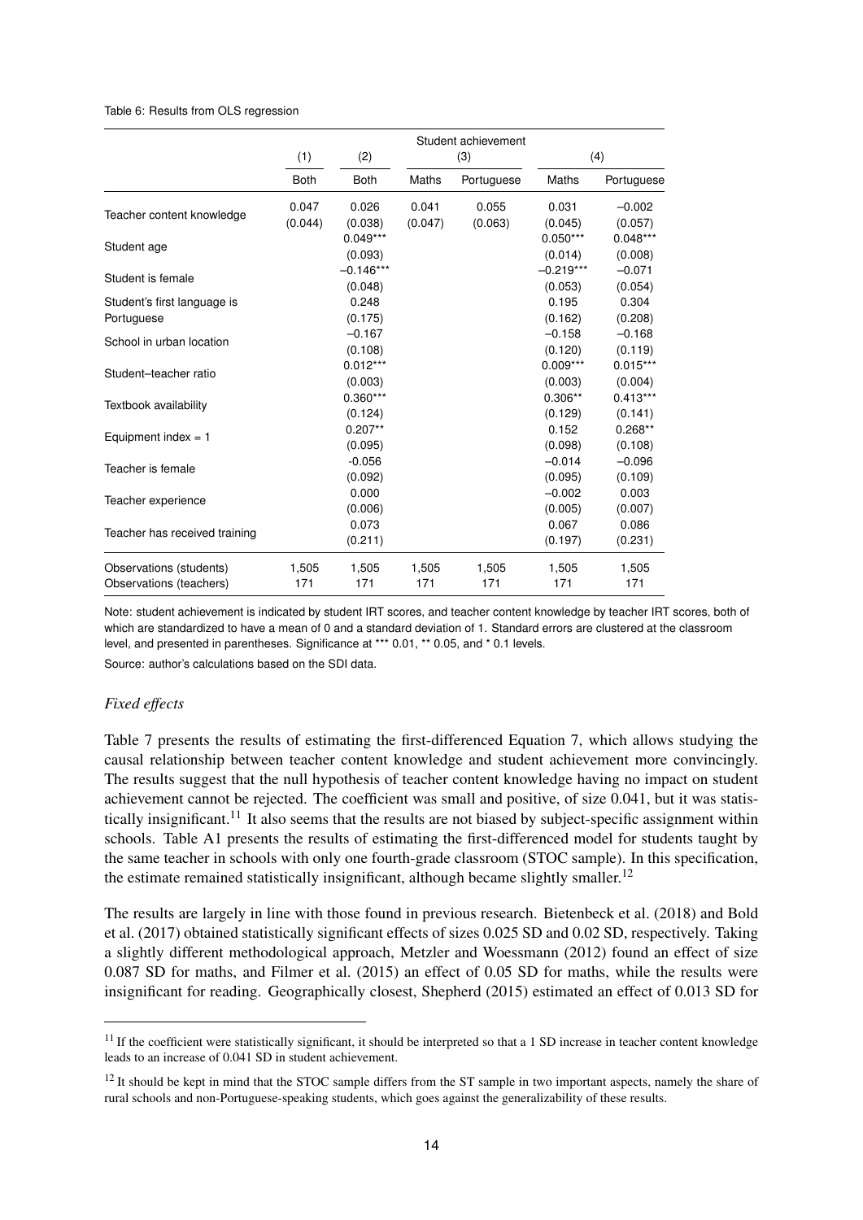Table 6: Results from OLS regression

| | Student achievement | | | | | |
|---|---|---|---|---|---|---|
| | (1) | (2) | (3) | | (4) | |
| | Both | Both | Maths | Portuguese | Maths | Portuguese |
| Teacher content knowledge | 0.047 | 0.026 | 0.041 | 0.055 | 0.031 | −0.002 |
| | (0.044) | (0.038) | (0.047) | (0.063) | (0.045) | (0.057) |
| Student age | | 0.049*** | | | 0.050*** | 0.048*** |
| | | (0.093) | | | (0.014) | (0.008) |
| Student is female | | −0.146*** | | | −0.219*** | −0.071 |
| | | (0.048) | | | (0.053) | (0.054) |
| Student's first language is Portuguese | | 0.248 | | | 0.195 | 0.304 |
| | | (0.175) | | | (0.162) | (0.208) |
| School in urban location | | −0.167 | | | −0.158 | −0.168 |
| | | (0.108) | | | (0.120) | (0.119) |
| Student–teacher ratio | | 0.012*** | | | 0.009*** | 0.015*** |
| | | (0.003) | | | (0.003) | (0.004) |
| Textbook availability | | 0.360*** | | | 0.306** | 0.413*** |
| | | (0.124) | | | (0.129) | (0.141) |
| Equipment index = 1 | | 0.207** | | | 0.152 | 0.268** |
| | | (0.095) | | | (0.098) | (0.108) |
| Teacher is female | | -0.056 | | | −0.014 | −0.096 |
| | | (0.092) | | | (0.095) | (0.109) |
| Teacher experience | | 0.000 | | | −0.002 | 0.003 |
| | | (0.006) | | | (0.005) | (0.007) |
| Teacher has received training | | 0.073 | | | 0.067 | 0.086 |
| | | (0.211) | | | (0.197) | (0.231) |
| Observations (students) | 1,505 | 1,505 | 1,505 | 1,505 | 1,505 | 1,505 |
| Observations (teachers) | 171 | 171 | 171 | 171 | 171 | 171 |

Note: student achievement is indicated by student IRT scores, and teacher content knowledge by teacher IRT scores, both of which are standardized to have a mean of 0 and a standard deviation of 1. Standard errors are clustered at the classroom level, and presented in parentheses. Significance at *** 0.01, ** 0.05, and * 0.1 levels.

Source: author's calculations based on the SDI data.

*Fixed effects*

Table 7 presents the results of estimating the first-differenced Equation 7, which allows studying the causal relationship between teacher content knowledge and student achievement more convincingly. The results suggest that the null hypothesis of teacher content knowledge having no impact on student achievement cannot be rejected. The coefficient was small and positive, of size 0.041, but it was statistically insignificant.[11] It also seems that the results are not biased by subject-specific assignment within schools. Table A1 presents the results of estimating the first-differenced model for students taught by the same teacher in schools with only one fourth-grade classroom (STOC sample). In this specification, the estimate remained statistically insignificant, although became slightly smaller.[12]

The results are largely in line with those found in previous research. Bietenbeck et al. (2018) and Bold et al. (2017) obtained statistically significant effects of sizes 0.025 SD and 0.02 SD, respectively. Taking a slightly different methodological approach, Metzler and Woessmann (2012) found an effect of size 0.087 SD for maths, and Filmer et al. (2015) an effect of 0.05 SD for maths, while the results were insignificant for reading. Geographically closest, Shepherd (2015) estimated an effect of 0.013 SD for

[11] If the coefficient were statistically significant, it should be interpreted so that a 1 SD increase in teacher content knowledge leads to an increase of 0.041 SD in student achievement.

[12] It should be kept in mind that the STOC sample differs from the ST sample in two important aspects, namely the share of rural schools and non-Portuguese-speaking students, which goes against the generalizability of these results.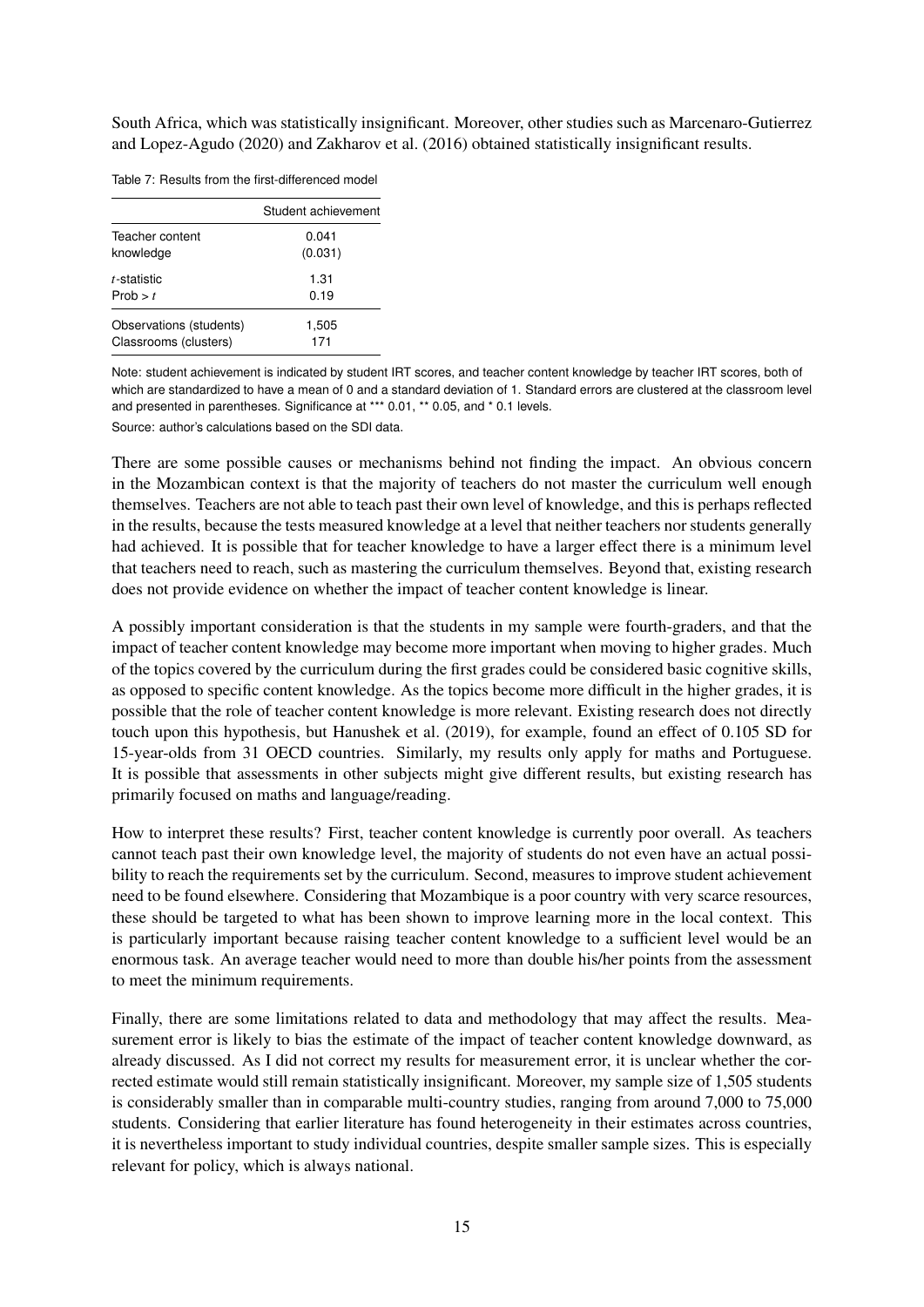South Africa, which was statistically insignificant. Moreover, other studies such as Marcenaro-Gutierrez and Lopez-Agudo (2020) and Zakharov et al. (2016) obtained statistically insignificant results.

Table 7: Results from the first-differenced model

| | Student achievement |
|---|---|
| Teacher content knowledge | 0.041<br>(0.031) |
| *t*-statistic | 1.31 |
| Prob > *t* | 0.19 |
| Observations (students) | 1,505 |
| Classrooms (clusters) | 171 |

Note: student achievement is indicated by student IRT scores, and teacher content knowledge by teacher IRT scores, both of which are standardized to have a mean of 0 and a standard deviation of 1. Standard errors are clustered at the classroom level and presented in parentheses. Significance at *** 0.01, ** 0.05, and * 0.1 levels.

Source: author's calculations based on the SDI data.

There are some possible causes or mechanisms behind not finding the impact. An obvious concern in the Mozambican context is that the majority of teachers do not master the curriculum well enough themselves. Teachers are not able to teach past their own level of knowledge, and this is perhaps reflected in the results, because the tests measured knowledge at a level that neither teachers nor students generally had achieved. It is possible that for teacher knowledge to have a larger effect there is a minimum level that teachers need to reach, such as mastering the curriculum themselves. Beyond that, existing research does not provide evidence on whether the impact of teacher content knowledge is linear.

A possibly important consideration is that the students in my sample were fourth-graders, and that the impact of teacher content knowledge may become more important when moving to higher grades. Much of the topics covered by the curriculum during the first grades could be considered basic cognitive skills, as opposed to specific content knowledge. As the topics become more difficult in the higher grades, it is possible that the role of teacher content knowledge is more relevant. Existing research does not directly touch upon this hypothesis, but Hanushek et al. (2019), for example, found an effect of 0.105 SD for 15-year-olds from 31 OECD countries. Similarly, my results only apply for maths and Portuguese. It is possible that assessments in other subjects might give different results, but existing research has primarily focused on maths and language/reading.

How to interpret these results? First, teacher content knowledge is currently poor overall. As teachers cannot teach past their own knowledge level, the majority of students do not even have an actual possibility to reach the requirements set by the curriculum. Second, measures to improve student achievement need to be found elsewhere. Considering that Mozambique is a poor country with very scarce resources, these should be targeted to what has been shown to improve learning more in the local context. This is particularly important because raising teacher content knowledge to a sufficient level would be an enormous task. An average teacher would need to more than double his/her points from the assessment to meet the minimum requirements.

Finally, there are some limitations related to data and methodology that may affect the results. Measurement error is likely to bias the estimate of the impact of teacher content knowledge downward, as already discussed. As I did not correct my results for measurement error, it is unclear whether the corrected estimate would still remain statistically insignificant. Moreover, my sample size of 1,505 students is considerably smaller than in comparable multi-country studies, ranging from around 7,000 to 75,000 students. Considering that earlier literature has found heterogeneity in their estimates across countries, it is nevertheless important to study individual countries, despite smaller sample sizes. This is especially relevant for policy, which is always national.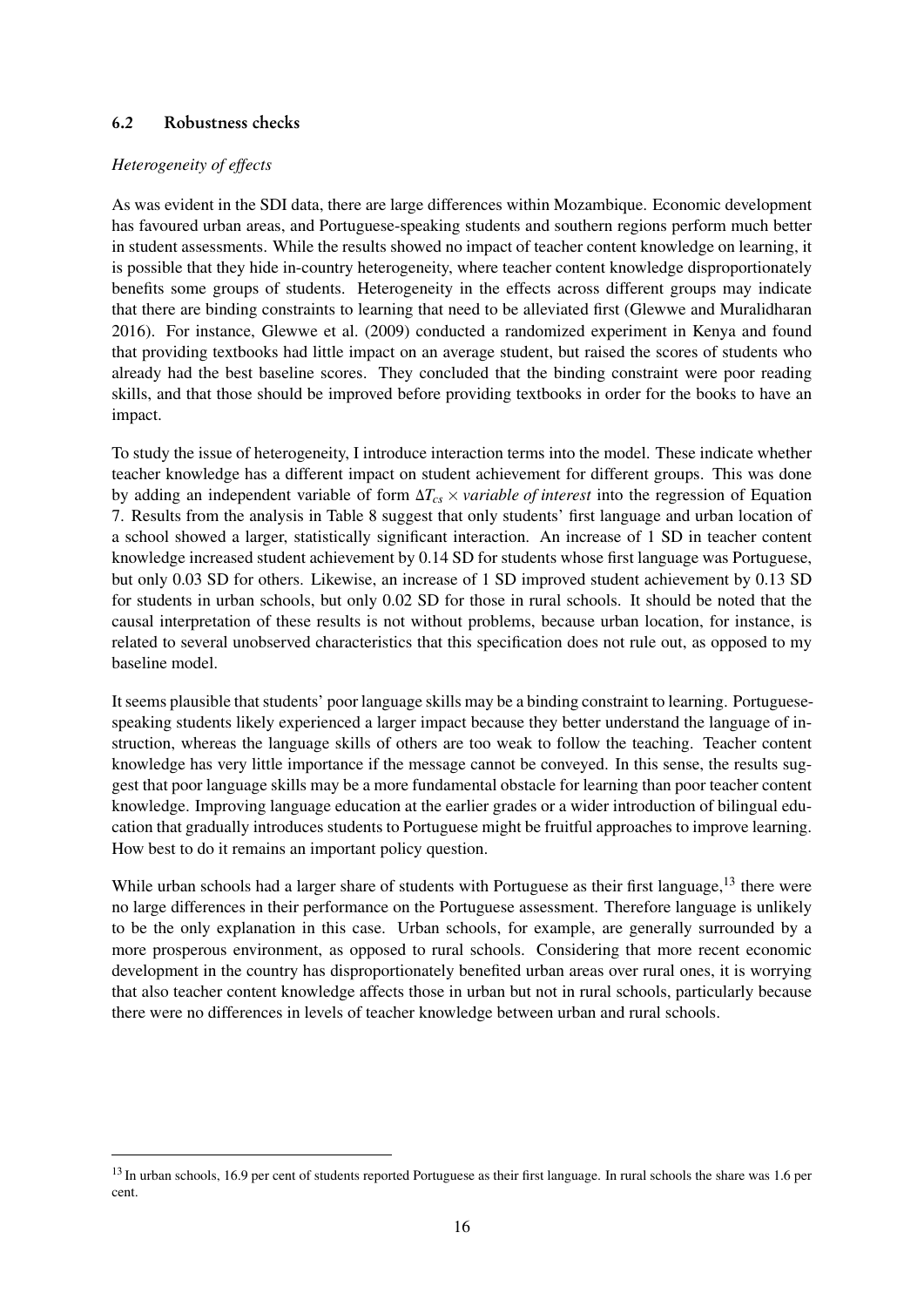### 6.2 Robustness checks

*Heterogeneity of effects*

As was evident in the SDI data, there are large differences within Mozambique. Economic development has favoured urban areas, and Portuguese-speaking students and southern regions perform much better in student assessments. While the results showed no impact of teacher content knowledge on learning, it is possible that they hide in-country heterogeneity, where teacher content knowledge disproportionately benefits some groups of students. Heterogeneity in the effects across different groups may indicate that there are binding constraints to learning that need to be alleviated first (Glewwe and Muralidharan 2016). For instance, Glewwe et al. (2009) conducted a randomized experiment in Kenya and found that providing textbooks had little impact on an average student, but raised the scores of students who already had the best baseline scores. They concluded that the binding constraint were poor reading skills, and that those should be improved before providing textbooks in order for the books to have an impact.

To study the issue of heterogeneity, I introduce interaction terms into the model. These indicate whether teacher knowledge has a different impact on student achievement for different groups. This was done by adding an independent variable of form $\Delta T_{cs} \times$ *variable of interest* into the regression of Equation 7. Results from the analysis in Table 8 suggest that only students' first language and urban location of a school showed a larger, statistically significant interaction. An increase of 1 SD in teacher content knowledge increased student achievement by 0.14 SD for students whose first language was Portuguese, but only 0.03 SD for others. Likewise, an increase of 1 SD improved student achievement by 0.13 SD for students in urban schools, but only 0.02 SD for those in rural schools. It should be noted that the causal interpretation of these results is not without problems, because urban location, for instance, is related to several unobserved characteristics that this specification does not rule out, as opposed to my baseline model.

It seems plausible that students' poor language skills may be a binding constraint to learning. Portuguese-speaking students likely experienced a larger impact because they better understand the language of instruction, whereas the language skills of others are too weak to follow the teaching. Teacher content knowledge has very little importance if the message cannot be conveyed. In this sense, the results suggest that poor language skills may be a more fundamental obstacle for learning than poor teacher content knowledge. Improving language education at the earlier grades or a wider introduction of bilingual education that gradually introduces students to Portuguese might be fruitful approaches to improve learning. How best to do it remains an important policy question.

While urban schools had a larger share of students with Portuguese as their first language,[13] there were no large differences in their performance on the Portuguese assessment. Therefore language is unlikely to be the only explanation in this case. Urban schools, for example, are generally surrounded by a more prosperous environment, as opposed to rural schools. Considering that more recent economic development in the country has disproportionately benefited urban areas over rural ones, it is worrying that also teacher content knowledge affects those in urban but not in rural schools, particularly because there were no differences in levels of teacher knowledge between urban and rural schools.

[13] In urban schools, 16.9 per cent of students reported Portuguese as their first language. In rural schools the share was 1.6 per cent.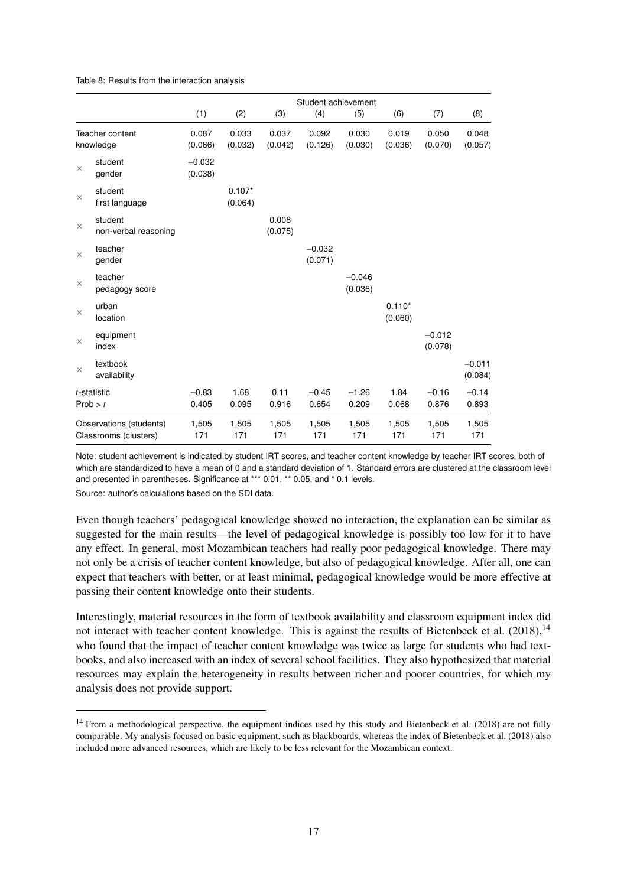Table 8: Results from the interaction analysis

| | Student achievement | | | | | | | |
|---|---|---|---|---|---|---|---|---|
| | (1) | (2) | (3) | (4) | (5) | (6) | (7) | (8) |
| Teacher content knowledge | 0.087 (0.066) | 0.033 (0.032) | 0.037 (0.042) | 0.092 (0.126) | 0.030 (0.030) | 0.019 (0.036) | 0.050 (0.070) | 0.048 (0.057) |
| × student gender | −0.032 (0.038) | | | | | | | |
| × student first language | | 0.107* (0.064) | | | | | | |
| × student non-verbal reasoning | | | 0.008 (0.075) | | | | | |
| × teacher gender | | | | −0.032 (0.071) | | | | |
| × teacher pedagogy score | | | | | −0.046 (0.036) | | | |
| × urban location | | | | | | 0.110* (0.060) | | |
| × equipment index | | | | | | | −0.012 (0.078) | |
| × textbook availability | | | | | | | | −0.011 (0.084) |
| $t$-statistic | −0.83 | 1.68 | 0.11 | −0.45 | −1.26 | 1.84 | −0.16 | −0.14 |
| Prob > $t$ | 0.405 | 0.095 | 0.916 | 0.654 | 0.209 | 0.068 | 0.876 | 0.893 |
| Observations (students) | 1,505 | 1,505 | 1,505 | 1,505 | 1,505 | 1,505 | 1,505 | 1,505 |
| Classrooms (clusters) | 171 | 171 | 171 | 171 | 171 | 171 | 171 | 171 |

Note: student achievement is indicated by student IRT scores, and teacher content knowledge by teacher IRT scores, both of which are standardized to have a mean of 0 and a standard deviation of 1. Standard errors are clustered at the classroom level and presented in parentheses. Significance at *** 0.01, ** 0.05, and * 0.1 levels.

Source: author's calculations based on the SDI data.

Even though teachers' pedagogical knowledge showed no interaction, the explanation can be similar as suggested for the main results—the level of pedagogical knowledge is possibly too low for it to have any effect. In general, most Mozambican teachers had really poor pedagogical knowledge. There may not only be a crisis of teacher content knowledge, but also of pedagogical knowledge. After all, one can expect that teachers with better, or at least minimal, pedagogical knowledge would be more effective at passing their content knowledge onto their students.

Interestingly, material resources in the form of textbook availability and classroom equipment index did not interact with teacher content knowledge. This is against the results of Bietenbeck et al. (2018),[14] who found that the impact of teacher content knowledge was twice as large for students who had textbooks, and also increased with an index of several school facilities. They also hypothesized that material resources may explain the heterogeneity in results between richer and poorer countries, for which my analysis does not provide support.

[14] From a methodological perspective, the equipment indices used by this study and Bietenbeck et al. (2018) are not fully comparable. My analysis focused on basic equipment, such as blackboards, whereas the index of Bietenbeck et al. (2018) also included more advanced resources, which are likely to be less relevant for the Mozambican context.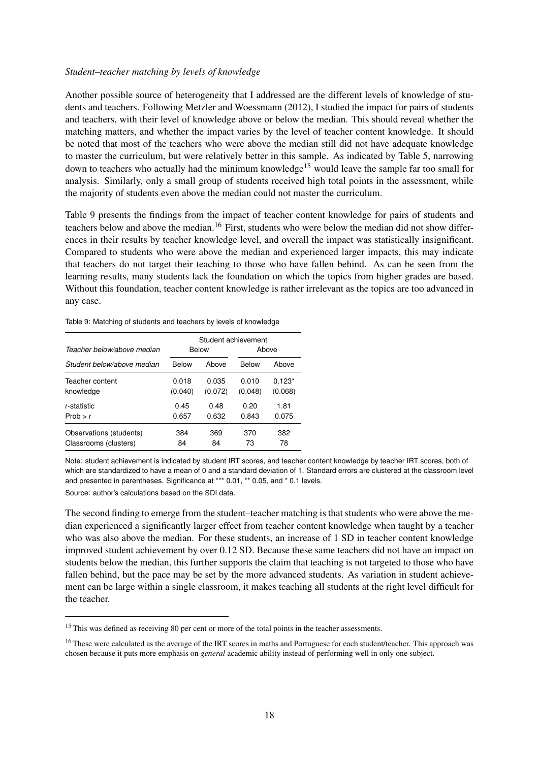*Student–teacher matching by levels of knowledge*

Another possible source of heterogeneity that I addressed are the different levels of knowledge of students and teachers. Following Metzler and Woessmann (2012), I studied the impact for pairs of students and teachers, with their level of knowledge above or below the median. This should reveal whether the matching matters, and whether the impact varies by the level of teacher content knowledge. It should be noted that most of the teachers who were above the median still did not have adequate knowledge to master the curriculum, but were relatively better in this sample. As indicated by Table 5, narrowing down to teachers who actually had the minimum knowledge[15] would leave the sample far too small for analysis. Similarly, only a small group of students received high total points in the assessment, while the majority of students even above the median could not master the curriculum.

Table 9 presents the findings from the impact of teacher content knowledge for pairs of students and teachers below and above the median.[16] First, students who were below the median did not show differences in their results by teacher knowledge level, and overall the impact was statistically insignificant. Compared to students who were above the median and experienced larger impacts, this may indicate that teachers do not target their teaching to those who have fallen behind. As can be seen from the learning results, many students lack the foundation on which the topics from higher grades are based. Without this foundation, teacher content knowledge is rather irrelevant as the topics are too advanced in any case.

Table 9: Matching of students and teachers by levels of knowledge

| | Student achievement | | | |
|---|---|---|---|---|
| *Teacher below/above median* | Below | | Above | |
| *Student below/above median* | Below | Above | Below | Above |
| Teacher content knowledge | 0.018 (0.040) | 0.035 (0.072) | 0.010 (0.048) | 0.123* (0.068) |
| $t$-statistic | 0.45 | 0.48 | 0.20 | 1.81 |
| Prob > $t$ | 0.657 | 0.632 | 0.843 | 0.075 |
| Observations (students) | 384 | 369 | 370 | 382 |
| Classrooms (clusters) | 84 | 84 | 73 | 78 |

Note: student achievement is indicated by student IRT scores, and teacher content knowledge by teacher IRT scores, both of which are standardized to have a mean of 0 and a standard deviation of 1. Standard errors are clustered at the classroom level and presented in parentheses. Significance at *** 0.01, ** 0.05, and * 0.1 levels.

Source: author's calculations based on the SDI data.

The second finding to emerge from the student–teacher matching is that students who were above the median experienced a significantly larger effect from teacher content knowledge when taught by a teacher who was also above the median. For these students, an increase of 1 SD in teacher content knowledge improved student achievement by over 0.12 SD. Because these same teachers did not have an impact on students below the median, this further supports the claim that teaching is not targeted to those who have fallen behind, but the pace may be set by the more advanced students. As variation in student achievement can be large within a single classroom, it makes teaching all students at the right level difficult for the teacher.

[15] This was defined as receiving 80 per cent or more of the total points in the teacher assessments.

[16] These were calculated as the average of the IRT scores in maths and Portuguese for each student/teacher. This approach was chosen because it puts more emphasis on *general* academic ability instead of performing well in only one subject.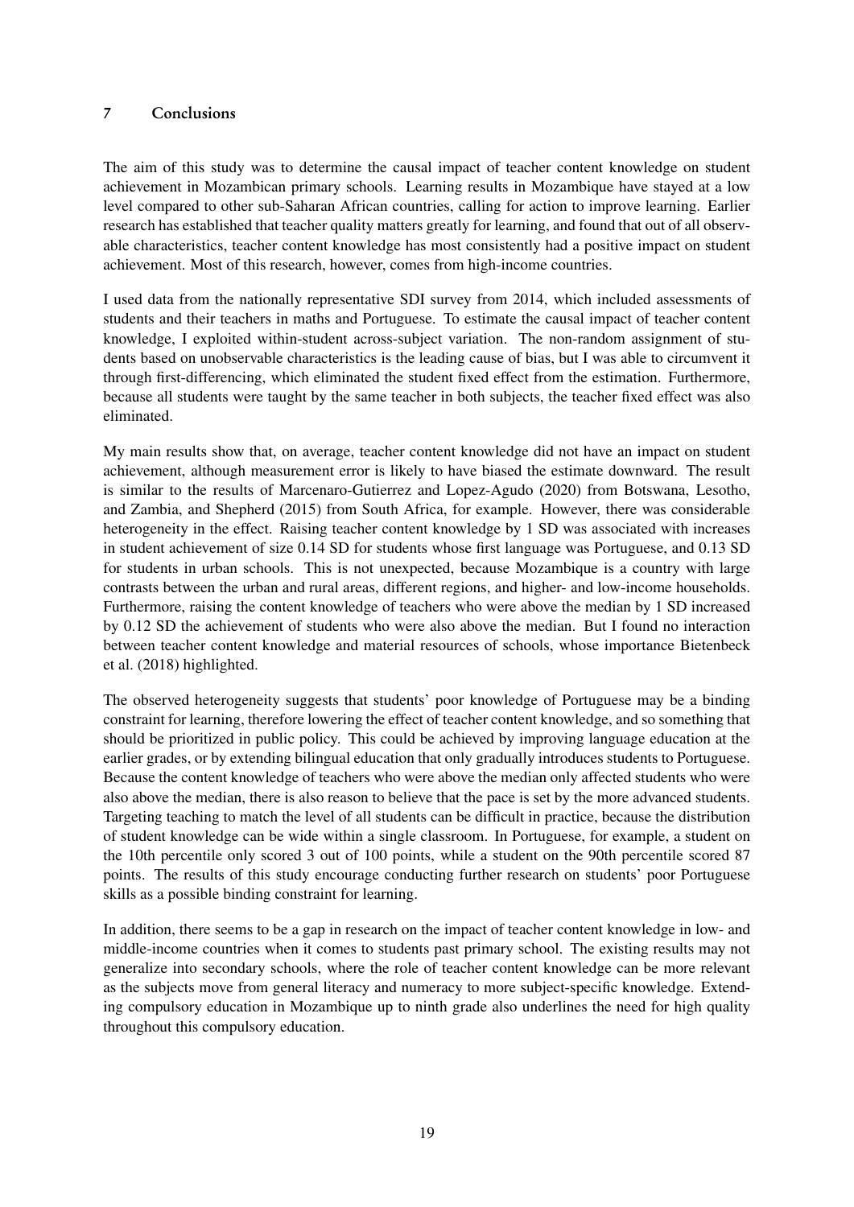## 7 Conclusions

The aim of this study was to determine the causal impact of teacher content knowledge on student achievement in Mozambican primary schools. Learning results in Mozambique have stayed at a low level compared to other sub-Saharan African countries, calling for action to improve learning. Earlier research has established that teacher quality matters greatly for learning, and found that out of all observable characteristics, teacher content knowledge has most consistently had a positive impact on student achievement. Most of this research, however, comes from high-income countries.

I used data from the nationally representative SDI survey from 2014, which included assessments of students and their teachers in maths and Portuguese. To estimate the causal impact of teacher content knowledge, I exploited within-student across-subject variation. The non-random assignment of students based on unobservable characteristics is the leading cause of bias, but I was able to circumvent it through first-differencing, which eliminated the student fixed effect from the estimation. Furthermore, because all students were taught by the same teacher in both subjects, the teacher fixed effect was also eliminated.

My main results show that, on average, teacher content knowledge did not have an impact on student achievement, although measurement error is likely to have biased the estimate downward. The result is similar to the results of Marcenaro-Gutierrez and Lopez-Agudo (2020) from Botswana, Lesotho, and Zambia, and Shepherd (2015) from South Africa, for example. However, there was considerable heterogeneity in the effect. Raising teacher content knowledge by 1 SD was associated with increases in student achievement of size 0.14 SD for students whose first language was Portuguese, and 0.13 SD for students in urban schools. This is not unexpected, because Mozambique is a country with large contrasts between the urban and rural areas, different regions, and higher- and low-income households. Furthermore, raising the content knowledge of teachers who were above the median by 1 SD increased by 0.12 SD the achievement of students who were also above the median. But I found no interaction between teacher content knowledge and material resources of schools, whose importance Bietenbeck et al. (2018) highlighted.

The observed heterogeneity suggests that students' poor knowledge of Portuguese may be a binding constraint for learning, therefore lowering the effect of teacher content knowledge, and so something that should be prioritized in public policy. This could be achieved by improving language education at the earlier grades, or by extending bilingual education that only gradually introduces students to Portuguese. Because the content knowledge of teachers who were above the median only affected students who were also above the median, there is also reason to believe that the pace is set by the more advanced students. Targeting teaching to match the level of all students can be difficult in practice, because the distribution of student knowledge can be wide within a single classroom. In Portuguese, for example, a student on the 10th percentile only scored 3 out of 100 points, while a student on the 90th percentile scored 87 points. The results of this study encourage conducting further research on students' poor Portuguese skills as a possible binding constraint for learning.

In addition, there seems to be a gap in research on the impact of teacher content knowledge in low- and middle-income countries when it comes to students past primary school. The existing results may not generalize into secondary schools, where the role of teacher content knowledge can be more relevant as the subjects move from general literacy and numeracy to more subject-specific knowledge. Extending compulsory education in Mozambique up to ninth grade also underlines the need for high quality throughout this compulsory education.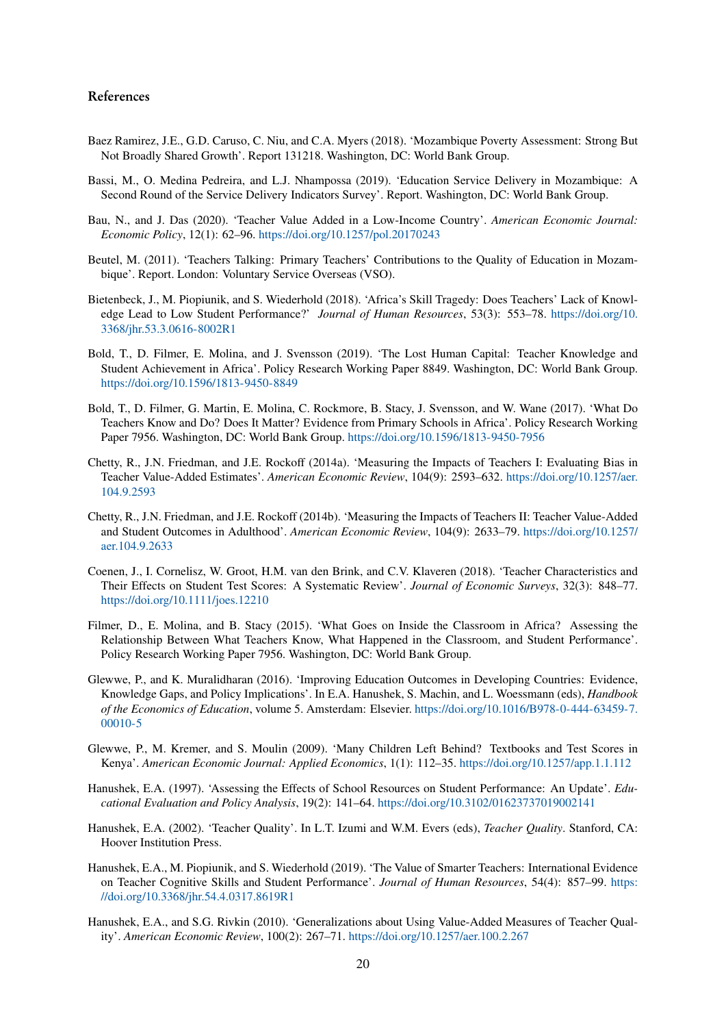## References

Baez Ramirez, J.E., G.D. Caruso, C. Niu, and C.A. Myers (2018). 'Mozambique Poverty Assessment: Strong But Not Broadly Shared Growth'. Report 131218. Washington, DC: World Bank Group.

Bassi, M., O. Medina Pedreira, and L.J. Nhampossa (2019). 'Education Service Delivery in Mozambique: A Second Round of the Service Delivery Indicators Survey'. Report. Washington, DC: World Bank Group.

Bau, N., and J. Das (2020). 'Teacher Value Added in a Low-Income Country'. *American Economic Journal: Economic Policy*, 12(1): 62–96. https://doi.org/10.1257/pol.20170243

Beutel, M. (2011). 'Teachers Talking: Primary Teachers' Contributions to the Quality of Education in Mozambique'. Report. London: Voluntary Service Overseas (VSO).

Bietenbeck, J., M. Piopiunik, and S. Wiederhold (2018). 'Africa's Skill Tragedy: Does Teachers' Lack of Knowledge Lead to Low Student Performance?' *Journal of Human Resources*, 53(3): 553–78. https://doi.org/10.3368/jhr.53.3.0616-8002R1

Bold, T., D. Filmer, E. Molina, and J. Svensson (2019). 'The Lost Human Capital: Teacher Knowledge and Student Achievement in Africa'. Policy Research Working Paper 8849. Washington, DC: World Bank Group. https://doi.org/10.1596/1813-9450-8849

Bold, T., D. Filmer, G. Martin, E. Molina, C. Rockmore, B. Stacy, J. Svensson, and W. Wane (2017). 'What Do Teachers Know and Do? Does It Matter? Evidence from Primary Schools in Africa'. Policy Research Working Paper 7956. Washington, DC: World Bank Group. https://doi.org/10.1596/1813-9450-7956

Chetty, R., J.N. Friedman, and J.E. Rockoff (2014a). 'Measuring the Impacts of Teachers I: Evaluating Bias in Teacher Value-Added Estimates'. *American Economic Review*, 104(9): 2593–632. https://doi.org/10.1257/aer.104.9.2593

Chetty, R., J.N. Friedman, and J.E. Rockoff (2014b). 'Measuring the Impacts of Teachers II: Teacher Value-Added and Student Outcomes in Adulthood'. *American Economic Review*, 104(9): 2633–79. https://doi.org/10.1257/aer.104.9.2633

Coenen, J., I. Cornelisz, W. Groot, H.M. van den Brink, and C.V. Klaveren (2018). 'Teacher Characteristics and Their Effects on Student Test Scores: A Systematic Review'. *Journal of Economic Surveys*, 32(3): 848–77. https://doi.org/10.1111/joes.12210

Filmer, D., E. Molina, and B. Stacy (2015). 'What Goes on Inside the Classroom in Africa? Assessing the Relationship Between What Teachers Know, What Happened in the Classroom, and Student Performance'. Policy Research Working Paper 7956. Washington, DC: World Bank Group.

Glewwe, P., and K. Muralidharan (2016). 'Improving Education Outcomes in Developing Countries: Evidence, Knowledge Gaps, and Policy Implications'. In E.A. Hanushek, S. Machin, and L. Woessmann (eds), *Handbook of the Economics of Education*, volume 5. Amsterdam: Elsevier. https://doi.org/10.1016/B978-0-444-63459-7.00010-5

Glewwe, P., M. Kremer, and S. Moulin (2009). 'Many Children Left Behind? Textbooks and Test Scores in Kenya'. *American Economic Journal: Applied Economics*, 1(1): 112–35. https://doi.org/10.1257/app.1.1.112

Hanushek, E.A. (1997). 'Assessing the Effects of School Resources on Student Performance: An Update'. *Educational Evaluation and Policy Analysis*, 19(2): 141–64. https://doi.org/10.3102/01623737019002141

Hanushek, E.A. (2002). 'Teacher Quality'. In L.T. Izumi and W.M. Evers (eds), *Teacher Quality*. Stanford, CA: Hoover Institution Press.

Hanushek, E.A., M. Piopiunik, and S. Wiederhold (2019). 'The Value of Smarter Teachers: International Evidence on Teacher Cognitive Skills and Student Performance'. *Journal of Human Resources*, 54(4): 857–99. https://doi.org/10.3368/jhr.54.4.0317.8619R1

Hanushek, E.A., and S.G. Rivkin (2010). 'Generalizations about Using Value-Added Measures of Teacher Quality'. *American Economic Review*, 100(2): 267–71. https://doi.org/10.1257/aer.100.2.267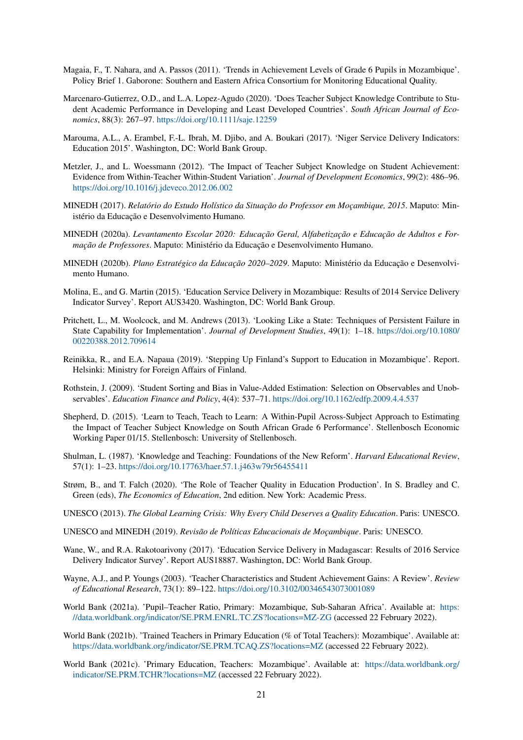Magaia, F., T. Nahara, and A. Passos (2011). 'Trends in Achievement Levels of Grade 6 Pupils in Mozambique'. Policy Brief 1. Gaborone: Southern and Eastern Africa Consortium for Monitoring Educational Quality.

Marcenaro-Gutierrez, O.D., and L.A. Lopez-Agudo (2020). 'Does Teacher Subject Knowledge Contribute to Student Academic Performance in Developing and Least Developed Countries'. *South African Journal of Economics*, 88(3): 267–97. https://doi.org/10.1111/saje.12259

Marouma, A.L., A. Erambel, F.-L. Ibrah, M. Djibo, and A. Boukari (2017). 'Niger Service Delivery Indicators: Education 2015'. Washington, DC: World Bank Group.

Metzler, J., and L. Woessmann (2012). 'The Impact of Teacher Subject Knowledge on Student Achievement: Evidence from Within-Teacher Within-Student Variation'. *Journal of Development Economics*, 99(2): 486–96. https://doi.org/10.1016/j.jdeveco.2012.06.002

MINEDH (2017). *Relatório do Estudo Holístico da Situação do Professor em Moçambique, 2015*. Maputo: Ministério da Educação e Desenvolvimento Humano.

MINEDH (2020a). *Levantamento Escolar 2020: Educação Geral, Alfabetização e Educação de Adultos e Formação de Professores*. Maputo: Ministério da Educação e Desenvolvimento Humano.

MINEDH (2020b). *Plano Estratégico da Educação 2020–2029*. Maputo: Ministério da Educação e Desenvolvimento Humano.

Molina, E., and G. Martin (2015). 'Education Service Delivery in Mozambique: Results of 2014 Service Delivery Indicator Survey'. Report AUS3420. Washington, DC: World Bank Group.

Pritchett, L., M. Woolcock, and M. Andrews (2013). 'Looking Like a State: Techniques of Persistent Failure in State Capability for Implementation'. *Journal of Development Studies*, 49(1): 1–18. https://doi.org/10.1080/00220388.2012.709614

Reinikka, R., and E.A. Napaua (2019). 'Stepping Up Finland's Support to Education in Mozambique'. Report. Helsinki: Ministry for Foreign Affairs of Finland.

Rothstein, J. (2009). 'Student Sorting and Bias in Value-Added Estimation: Selection on Observables and Unobservables'. *Education Finance and Policy*, 4(4): 537–71. https://doi.org/10.1162/edfp.2009.4.4.537

Shepherd, D. (2015). 'Learn to Teach, Teach to Learn: A Within-Pupil Across-Subject Approach to Estimating the Impact of Teacher Subject Knowledge on South African Grade 6 Performance'. Stellenbosch Economic Working Paper 01/15. Stellenbosch: University of Stellenbosch.

Shulman, L. (1987). 'Knowledge and Teaching: Foundations of the New Reform'. *Harvard Educational Review*, 57(1): 1–23. https://doi.org/10.17763/haer.57.1.j463w79r56455411

Strøm, B., and T. Falch (2020). 'The Role of Teacher Quality in Education Production'. In S. Bradley and C. Green (eds), *The Economics of Education*, 2nd edition. New York: Academic Press.

UNESCO (2013). *The Global Learning Crisis: Why Every Child Deserves a Quality Education*. Paris: UNESCO.

UNESCO and MINEDH (2019). *Revisão de Políticas Educacionais de Moçambique*. Paris: UNESCO.

Wane, W., and R.A. Rakotoarivony (2017). 'Education Service Delivery in Madagascar: Results of 2016 Service Delivery Indicator Survey'. Report AUS18887. Washington, DC: World Bank Group.

Wayne, A.J., and P. Youngs (2003). 'Teacher Characteristics and Student Achievement Gains: A Review'. *Review of Educational Research*, 73(1): 89–122. https://doi.org/10.3102/00346543073001089

World Bank (2021a). 'Pupil–Teacher Ratio, Primary: Mozambique, Sub-Saharan Africa'. Available at: https://data.worldbank.org/indicator/SE.PRM.ENRL.TC.ZS?locations=MZ-ZG (accessed 22 February 2022).

World Bank (2021b). 'Trained Teachers in Primary Education (% of Total Teachers): Mozambique'. Available at: https://data.worldbank.org/indicator/SE.PRM.TCAQ.ZS?locations=MZ (accessed 22 February 2022).

World Bank (2021c). 'Primary Education, Teachers: Mozambique'. Available at: https://data.worldbank.org/indicator/SE.PRM.TCHR?locations=MZ (accessed 22 February 2022).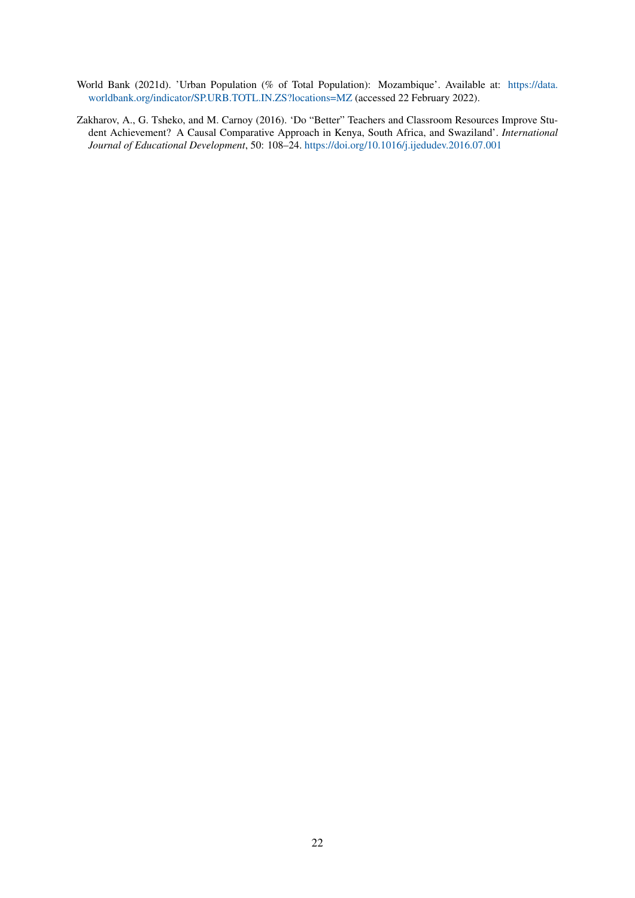World Bank (2021d). 'Urban Population (% of Total Population): Mozambique'. Available at: https://data.worldbank.org/indicator/SP.URB.TOTL.IN.ZS?locations=MZ (accessed 22 February 2022).

Zakharov, A., G. Tsheko, and M. Carnoy (2016). 'Do "Better" Teachers and Classroom Resources Improve Student Achievement? A Causal Comparative Approach in Kenya, South Africa, and Swaziland'. *International Journal of Educational Development*, 50: 108–24. https://doi.org/10.1016/j.ijedudev.2016.07.001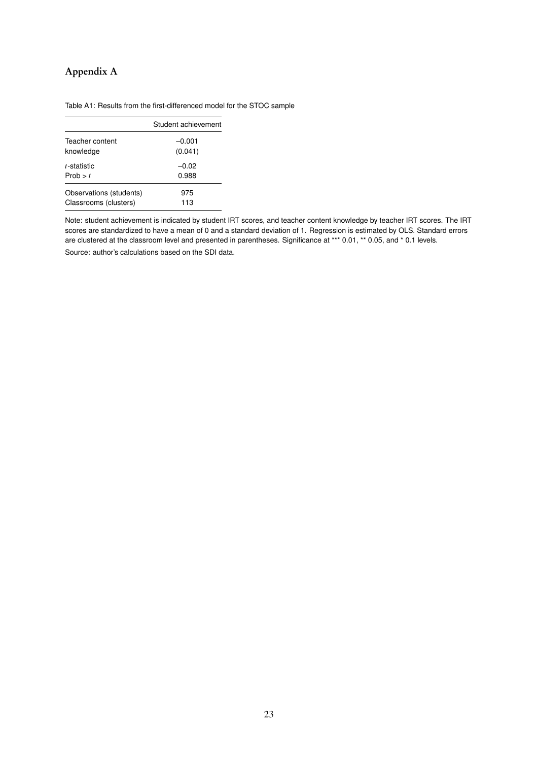# Appendix A

Table A1: Results from the first-differenced model for the STOC sample

| | Student achievement |
|---|---|
| Teacher content knowledge | –0.001 (0.041) |
| *t*-statistic | –0.02 |
| Prob > *t* | 0.988 |
| Observations (students) | 975 |
| Classrooms (clusters) | 113 |

Note: student achievement is indicated by student IRT scores, and teacher content knowledge by teacher IRT scores. The IRT scores are standardized to have a mean of 0 and a standard deviation of 1. Regression is estimated by OLS. Standard errors are clustered at the classroom level and presented in parentheses. Significance at *** 0.01, ** 0.05, and * 0.1 levels.

Source: author's calculations based on the SDI data.